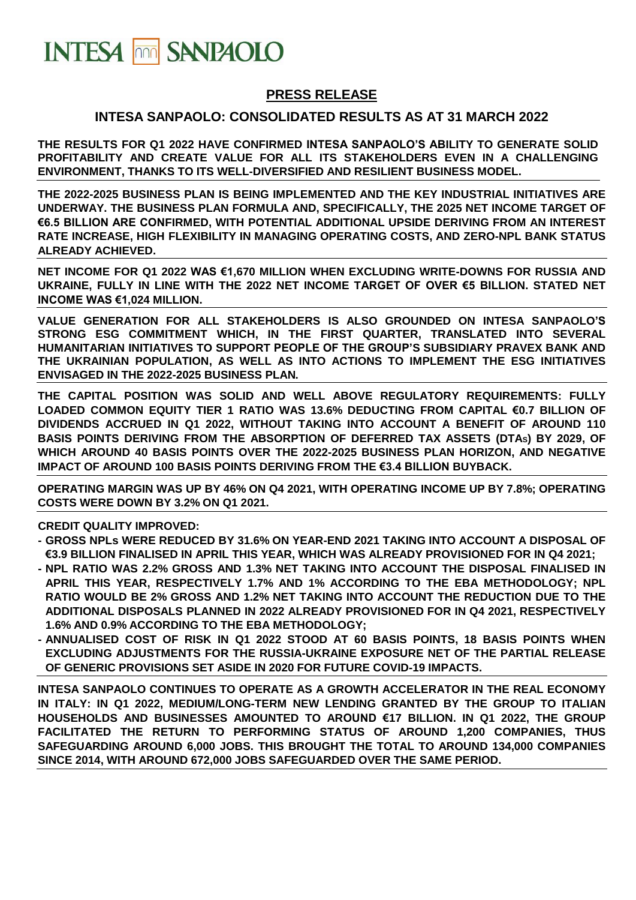# INTESA SANPAOLO

## PRESS RELEASE

## INTESA SANPAOLO: CONSOLIDATED RESULTS AS AT 31 MARCH 2022

**THE RESULTS FOR Q1 2022 HAVE CONFIRMED INTESA SANPAOLO'S ABILITY TO GENERATE SOLID PROFITABILITY AND CREATE VALUE FOR ALL ITS STAKEHOLDERS EVEN IN A CHALLENGING ENVIRONMENT, THANKS TO ITS WELL-DIVERSIFIED AND RESILIENT BUSINESS MODEL.**

**THE 2022-2025 BUSINESS PLAN IS BEING IMPLEMENTED AND THE KEY INDUSTRIAL INITIATIVES ARE UNDERWAY. THE BUSINESS PLAN FORMULA AND, SPECIFICALLY, THE 2025 NET INCOME TARGET OF €6.5 BILLION ARE CONFIRMED, WITH POTENTIAL ADDITIONAL UPSIDE DERIVING FROM AN INTEREST RATE INCREASE, HIGH FLEXIBILITY IN MANAGING OPERATING COSTS, AND ZERO-NPL BANK STATUS ALREADY ACHIEVED.**

**NET INCOME FOR Q1 2022 WAS €1,670 MILLION WHEN EXCLUDING WRITE-DOWNS FOR RUSSIA AND UKRAINE, FULLY IN LINE WITH THE 2022 NET INCOME TARGET OF OVER €5 BILLION. STATED NET INCOME WAS €1,024 MILLION.**

**VALUE GENERATION FOR ALL STAKEHOLDERS IS ALSO GROUNDED ON INTESA SANPAOLO'S STRONG ESG COMMITMENT WHICH, IN THE FIRST QUARTER, TRANSLATED INTO SEVERAL HUMANITARIAN INITIATIVES TO SUPPORT PEOPLE OF THE GROUP'S SUBSIDIARY PRAVEX BANK AND THE UKRAINIAN POPULATION, AS WELL AS INTO ACTIONS TO IMPLEMENT THE ESG INITIATIVES ENVISAGED IN THE 2022-2025 BUSINESS PLAN.**

**THE CAPITAL POSITION WAS SOLID AND WELL ABOVE REGULATORY REQUIREMENTS: FULLY LOADED COMMON EQUITY TIER 1 RATIO WAS 13.6% DEDUCTING FROM CAPITAL €0.7 BILLION OF DIVIDENDS ACCRUED IN Q1 2022, WITHOUT TAKING INTO ACCOUNT A BENEFIT OF AROUND 110 BASIS POINTS DERIVING FROM THE ABSORPTION OF DEFERRED TAX ASSETS (DTAs) BY 2029, OF WHICH AROUND 40 BASIS POINTS OVER THE 2022-2025 BUSINESS PLAN HORIZON, AND NEGATIVE IMPACT OF AROUND 100 BASIS POINTS DERIVING FROM THE €3.4 BILLION BUYBACK.**

**OPERATING MARGIN WAS UP BY 46% ON Q4 2021, WITH OPERATING INCOME UP BY 7.8%; OPERATING COSTS WERE DOWN BY 3.2% ON Q1 2021.**

**CREDIT QUALITY IMPROVED:**

- **GROSS NPLs WERE REDUCED BY 31.6% ON YEAR-END 2021 TAKING INTO ACCOUNT A DISPOSAL OF €3.9 BILLION FINALISED IN APRIL THIS YEAR, WHICH WAS ALREADY PROVISIONED FOR IN Q4 2021;**
- **NPL RATIO WAS 2.2% GROSS AND 1.3% NET TAKING INTO ACCOUNT THE DISPOSAL FINALISED IN APRIL THIS YEAR, RESPECTIVELY 1.7% AND 1% ACCORDING TO THE EBA METHODOLOGY; NPL RATIO WOULD BE 2% GROSS AND 1.2% NET TAKING INTO ACCOUNT THE REDUCTION DUE TO THE ADDITIONAL DISPOSALS PLANNED IN 2022 ALREADY PROVISIONED FOR IN Q4 2021, RESPECTIVELY 1.6% AND 0.9% ACCORDING TO THE EBA METHODOLOGY;**
- **ANNUALISED COST OF RISK IN Q1 2022 STOOD AT 60 BASIS POINTS, 18 BASIS POINTS WHEN EXCLUDING ADJUSTMENTS FOR THE RUSSIA-UKRAINE EXPOSURE NET OF THE PARTIAL RELEASE OF GENERIC PROVISIONS SET ASIDE IN 2020 FOR FUTURE COVID-19 IMPACTS.**

**INTESA SANPAOLO CONTINUES TO OPERATE AS A GROWTH ACCELERATOR IN THE REAL ECONOMY IN ITALY: IN Q1 2022, MEDIUM/LONG-TERM NEW LENDING GRANTED BY THE GROUP TO ITALIAN HOUSEHOLDS AND BUSINESSES AMOUNTED TO AROUND €17 BILLION. IN Q1 2022, THE GROUP FACILITATED THE RETURN TO PERFORMING STATUS OF AROUND 1,200 COMPANIES, THUS SAFEGUARDING AROUND 6,000 JOBS. THIS BROUGHT THE TOTAL TO AROUND 134,000 COMPANIES SINCE 2014, WITH AROUND 672,000 JOBS SAFEGUARDED OVER THE SAME PERIOD.**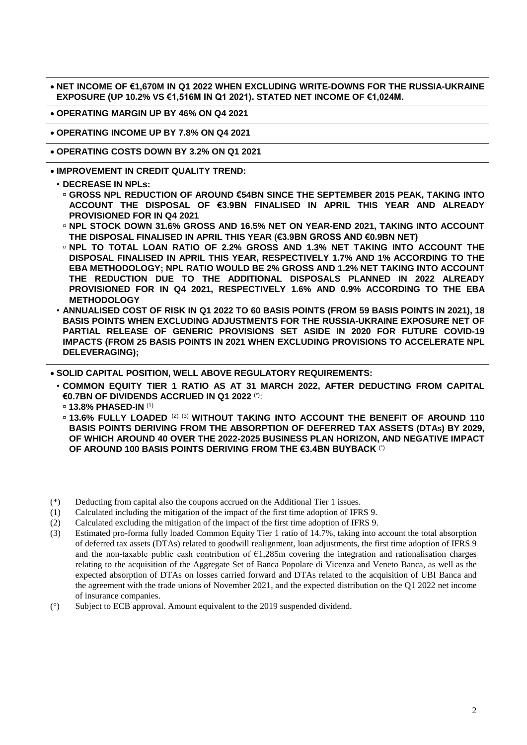- **NET INCOME OF €1,670M IN Q1 2022 WHEN EXCLUDING WRITE-DOWNS FOR THE RUSSIA-UKRAINE EXPOSURE (UP 10.2% VS €1,516M IN Q1 2021). STATED NET INCOME OF €1,024M.**

---

- **OPERATING MARGIN UP BY 46% ON Q4 2021**

---

- **OPERATING INCOME UP BY 7.8% ON Q4 2021**

---

- **OPERATING COSTS DOWN BY 3.2% ON Q1 2021**

---

- **IMPROVEMENT IN CREDIT QUALITY TREND:**
  - **DECREASE IN NPLs:**
    - **GROSS NPL REDUCTION OF AROUND €54BN SINCE THE SEPTEMBER 2015 PEAK, TAKING INTO ACCOUNT THE DISPOSAL OF €3.9BN FINALISED IN APRIL THIS YEAR AND ALREADY PROVISIONED FOR IN Q4 2021**
    - **NPL STOCK DOWN 31.6% GROSS AND 16.5% NET ON YEAR-END 2021, TAKING INTO ACCOUNT THE DISPOSAL FINALISED IN APRIL THIS YEAR (€3.9BN GROSS AND €0.9BN NET)**
    - **NPL TO TOTAL LOAN RATIO OF 2.2% GROSS AND 1.3% NET TAKING INTO ACCOUNT THE DISPOSAL FINALISED IN APRIL THIS YEAR, RESPECTIVELY 1.7% AND 1% ACCORDING TO THE EBA METHODOLOGY; NPL RATIO WOULD BE 2% GROSS AND 1.2% NET TAKING INTO ACCOUNT THE REDUCTION DUE TO THE ADDITIONAL DISPOSALS PLANNED IN 2022 ALREADY PROVISIONED FOR IN Q4 2021, RESPECTIVELY 1.6% AND 0.9% ACCORDING TO THE EBA METHODOLOGY**
  - **ANNUALISED COST OF RISK IN Q1 2022 TO 60 BASIS POINTS (FROM 59 BASIS POINTS IN 2021), 18 BASIS POINTS WHEN EXCLUDING ADJUSTMENTS FOR THE RUSSIA-UKRAINE EXPOSURE NET OF PARTIAL RELEASE OF GENERIC PROVISIONS SET ASIDE IN 2020 FOR FUTURE COVID-19 IMPACTS (FROM 25 BASIS POINTS IN 2021 WHEN EXCLUDING PROVISIONS TO ACCELERATE NPL DELEVERAGING);**

---

- **SOLID CAPITAL POSITION, WELL ABOVE REGULATORY REQUIREMENTS:**
  - **COMMON EQUITY TIER 1 RATIO AS AT 31 MARCH 2022, AFTER DEDUCTING FROM CAPITAL €0.7BN OF DIVIDENDS ACCRUED IN Q1 2022** (*):
    - **13.8% PHASED-IN** (1)
    - **13.6% FULLY LOADED** (2) (3) **WITHOUT TAKING INTO ACCOUNT THE BENEFIT OF AROUND 110 BASIS POINTS DERIVING FROM THE ABSORPTION OF DEFERRED TAX ASSETS (DTAs) BY 2029, OF WHICH AROUND 40 OVER THE 2022-2025 BUSINESS PLAN HORIZON, AND NEGATIVE IMPACT OF AROUND 100 BASIS POINTS DERIVING FROM THE €3.4BN BUYBACK** (°)

---

(*) Deducting from capital also the coupons accrued on the Additional Tier 1 issues.

(1) Calculated including the mitigation of the impact of the first time adoption of IFRS 9.

(2) Calculated excluding the mitigation of the impact of the first time adoption of IFRS 9.

(3) Estimated pro-forma fully loaded Common Equity Tier 1 ratio of 14.7%, taking into account the total absorption of deferred tax assets (DTAs) related to goodwill realignment, loan adjustments, the first time adoption of IFRS 9 and the non-taxable public cash contribution of €1,285m covering the integration and rationalisation charges relating to the acquisition of the Aggregate Set of Banca Popolare di Vicenza and Veneto Banca, as well as the expected absorption of DTAs on losses carried forward and DTAs related to the acquisition of UBI Banca and the agreement with the trade unions of November 2021, and the expected distribution on the Q1 2022 net income of insurance companies.

(°) Subject to ECB approval. Amount equivalent to the 2019 suspended dividend.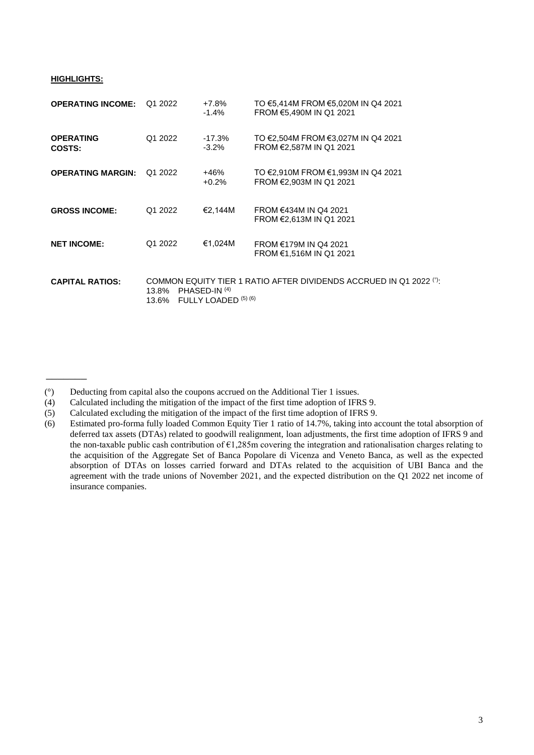**HIGHLIGHTS:**

| | | | |
|---|---|---|---|
| **OPERATING INCOME:** | Q1 2022 | +7.8%<br>-1.4% | TO €5,414M FROM €5,020M IN Q4 2021<br>FROM €5,490M IN Q1 2021 |
| **OPERATING COSTS:** | Q1 2022 | -17.3%<br>-3.2% | TO €2,504M FROM €3,027M IN Q4 2021<br>FROM €2,587M IN Q1 2021 |
| **OPERATING MARGIN:** | Q1 2022 | +46%<br>+0.2% | TO €2,910M FROM €1,993M IN Q4 2021<br>FROM €2,903M IN Q1 2021 |
| **GROSS INCOME:** | Q1 2022 | €2,144M | FROM €434M IN Q4 2021<br>FROM €2,613M IN Q1 2021 |
| **NET INCOME:** | Q1 2022 | €1,024M | FROM €179M IN Q4 2021<br>FROM €1,516M IN Q1 2021 |

**CAPITAL RATIOS:** COMMON EQUITY TIER 1 RATIO AFTER DIVIDENDS ACCRUED IN Q1 2022 (°):
13.8% PHASED-IN [4]
13.6% FULLY LOADED [5] [6]

---

(°) Deducting from capital also the coupons accrued on the Additional Tier 1 issues.

(4) Calculated including the mitigation of the impact of the first time adoption of IFRS 9.

(5) Calculated excluding the mitigation of the impact of the first time adoption of IFRS 9.

(6) Estimated pro-forma fully loaded Common Equity Tier 1 ratio of 14.7%, taking into account the total absorption of deferred tax assets (DTAs) related to goodwill realignment, loan adjustments, the first time adoption of IFRS 9 and the non-taxable public cash contribution of €1,285m covering the integration and rationalisation charges relating to the acquisition of the Aggregate Set of Banca Popolare di Vicenza and Veneto Banca, as well as the expected absorption of DTAs on losses carried forward and DTAs related to the acquisition of UBI Banca and the agreement with the trade unions of November 2021, and the expected distribution on the Q1 2022 net income of insurance companies.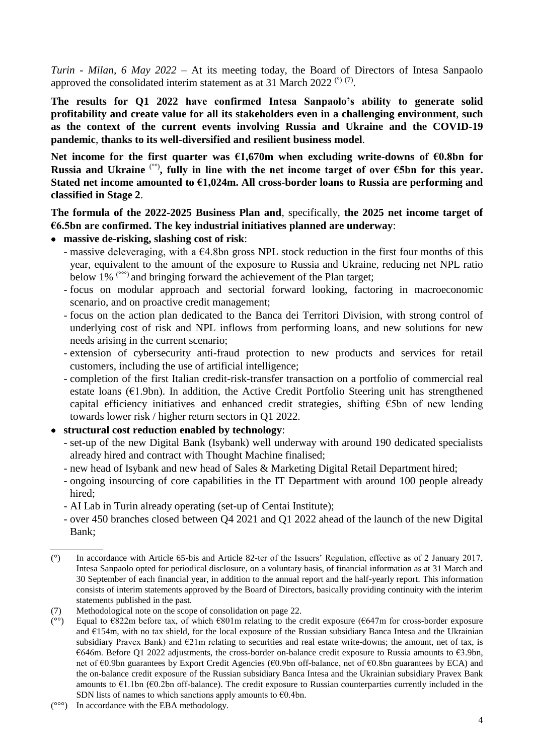*Turin - Milan, 6 May 2022* – At its meeting today, the Board of Directors of Intesa Sanpaolo approved the consolidated interim statement as at 31 March 2022 [(°)] [(7)].

**The results for Q1 2022 have confirmed Intesa Sanpaolo's ability to generate solid profitability and create value for all its stakeholders even in a challenging environment**, **such as the context of the current events involving Russia and Ukraine and the COVID-19 pandemic**, **thanks to its well-diversified and resilient business model**.

**Net income for the first quarter was €1,670m when excluding write-downs of €0.8bn for Russia and Ukraine** [(°°)]**, fully in line with the net income target of over €5bn for this year. Stated net income amounted to €1,024m. All cross-border loans to Russia are performing and classified in Stage 2**.

**The formula of the 2022-2025 Business Plan and**, specifically, **the 2025 net income target of €6.5bn are confirmed. The key industrial initiatives planned are underway**:

- **massive de-risking, slashing cost of risk**:
  - massive deleveraging, with a €4.8bn gross NPL stock reduction in the first four months of this year, equivalent to the amount of the exposure to Russia and Ukraine, reducing net NPL ratio below 1% [(°°°)] and bringing forward the achievement of the Plan target;
  - focus on modular approach and sectorial forward looking, factoring in macroeconomic scenario, and on proactive credit management;
  - focus on the action plan dedicated to the Banca dei Territori Division, with strong control of underlying cost of risk and NPL inflows from performing loans, and new solutions for new needs arising in the current scenario;
  - extension of cybersecurity anti-fraud protection to new products and services for retail customers, including the use of artificial intelligence;
  - completion of the first Italian credit-risk-transfer transaction on a portfolio of commercial real estate loans (€1.9bn). In addition, the Active Credit Portfolio Steering unit has strengthened capital efficiency initiatives and enhanced credit strategies, shifting €5bn of new lending towards lower risk / higher return sectors in Q1 2022.
- **structural cost reduction enabled by technology**:
  - set-up of the new Digital Bank (Isybank) well underway with around 190 dedicated specialists already hired and contract with Thought Machine finalised;
  - new head of Isybank and new head of Sales & Marketing Digital Retail Department hired;
  - ongoing insourcing of core capabilities in the IT Department with around 100 people already hired;
  - AI Lab in Turin already operating (set-up of Centai Institute);
  - over 450 branches closed between Q4 2021 and Q1 2022 ahead of the launch of the new Digital Bank;

---

(°) In accordance with Article 65-bis and Article 82-ter of the Issuers' Regulation, effective as of 2 January 2017, Intesa Sanpaolo opted for periodical disclosure, on a voluntary basis, of financial information as at 31 March and 30 September of each financial year, in addition to the annual report and the half-yearly report. This information consists of interim statements approved by the Board of Directors, basically providing continuity with the interim statements published in the past.

(7) Methodological note on the scope of consolidation on page 22.

(°°) Equal to €822m before tax, of which €801m relating to the credit exposure (€647m for cross-border exposure and €154m, with no tax shield, for the local exposure of the Russian subsidiary Banca Intesa and the Ukrainian subsidiary Pravex Bank) and €21m relating to securities and real estate write-downs; the amount, net of tax, is €646m. Before Q1 2022 adjustments, the cross-border on-balance credit exposure to Russia amounts to €3.9bn, net of €0.9bn guarantees by Export Credit Agencies (€0.9bn off-balance, net of €0.8bn guarantees by ECA) and the on-balance credit exposure of the Russian subsidiary Banca Intesa and the Ukrainian subsidiary Pravex Bank amounts to €1.1bn (€0.2bn off-balance). The credit exposure to Russian counterparties currently included in the SDN lists of names to which sanctions apply amounts to €0.4bn.

(°°°) In accordance with the EBA methodology.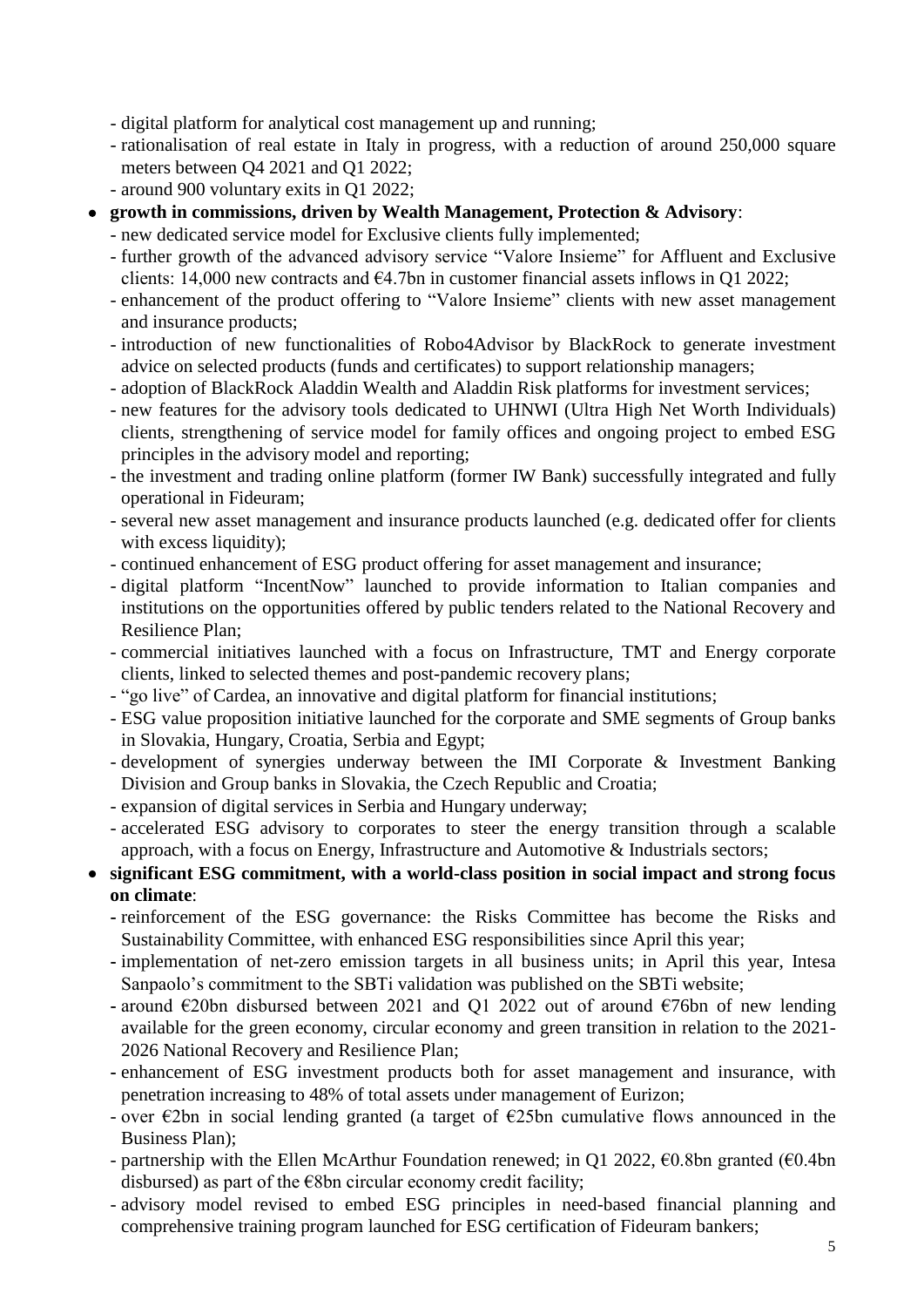- digital platform for analytical cost management up and running;
- rationalisation of real estate in Italy in progress, with a reduction of around 250,000 square meters between Q4 2021 and Q1 2022;
- around 900 voluntary exits in Q1 2022;

- **growth in commissions, driven by Wealth Management, Protection & Advisory**:
  - new dedicated service model for Exclusive clients fully implemented;
  - further growth of the advanced advisory service "Valore Insieme" for Affluent and Exclusive clients: 14,000 new contracts and €4.7bn in customer financial assets inflows in Q1 2022;
  - enhancement of the product offering to "Valore Insieme" clients with new asset management and insurance products;
  - introduction of new functionalities of Robo4Advisor by BlackRock to generate investment advice on selected products (funds and certificates) to support relationship managers;
  - adoption of BlackRock Aladdin Wealth and Aladdin Risk platforms for investment services;
  - new features for the advisory tools dedicated to UHNWI (Ultra High Net Worth Individuals) clients, strengthening of service model for family offices and ongoing project to embed ESG principles in the advisory model and reporting;
  - the investment and trading online platform (former IW Bank) successfully integrated and fully operational in Fideuram;
  - several new asset management and insurance products launched (e.g. dedicated offer for clients with excess liquidity);
  - continued enhancement of ESG product offering for asset management and insurance;
  - digital platform "IncentNow" launched to provide information to Italian companies and institutions on the opportunities offered by public tenders related to the National Recovery and Resilience Plan;
  - commercial initiatives launched with a focus on Infrastructure, TMT and Energy corporate clients, linked to selected themes and post-pandemic recovery plans;
  - "go live" of Cardea, an innovative and digital platform for financial institutions;
  - ESG value proposition initiative launched for the corporate and SME segments of Group banks in Slovakia, Hungary, Croatia, Serbia and Egypt;
  - development of synergies underway between the IMI Corporate & Investment Banking Division and Group banks in Slovakia, the Czech Republic and Croatia;
  - expansion of digital services in Serbia and Hungary underway;
  - accelerated ESG advisory to corporates to steer the energy transition through a scalable approach, with a focus on Energy, Infrastructure and Automotive & Industrials sectors;

- **significant ESG commitment, with a world-class position in social impact and strong focus on climate**:
  - reinforcement of the ESG governance: the Risks Committee has become the Risks and Sustainability Committee, with enhanced ESG responsibilities since April this year;
  - implementation of net-zero emission targets in all business units; in April this year, Intesa Sanpaolo's commitment to the SBTi validation was published on the SBTi website;
  - around €20bn disbursed between 2021 and Q1 2022 out of around €76bn of new lending available for the green economy, circular economy and green transition in relation to the 2021-2026 National Recovery and Resilience Plan;
  - enhancement of ESG investment products both for asset management and insurance, with penetration increasing to 48% of total assets under management of Eurizon;
  - over €2bn in social lending granted (a target of €25bn cumulative flows announced in the Business Plan);
  - partnership with the Ellen McArthur Foundation renewed; in Q1 2022, €0.8bn granted (€0.4bn disbursed) as part of the €8bn circular economy credit facility;
  - advisory model revised to embed ESG principles in need-based financial planning and comprehensive training program launched for ESG certification of Fideuram bankers;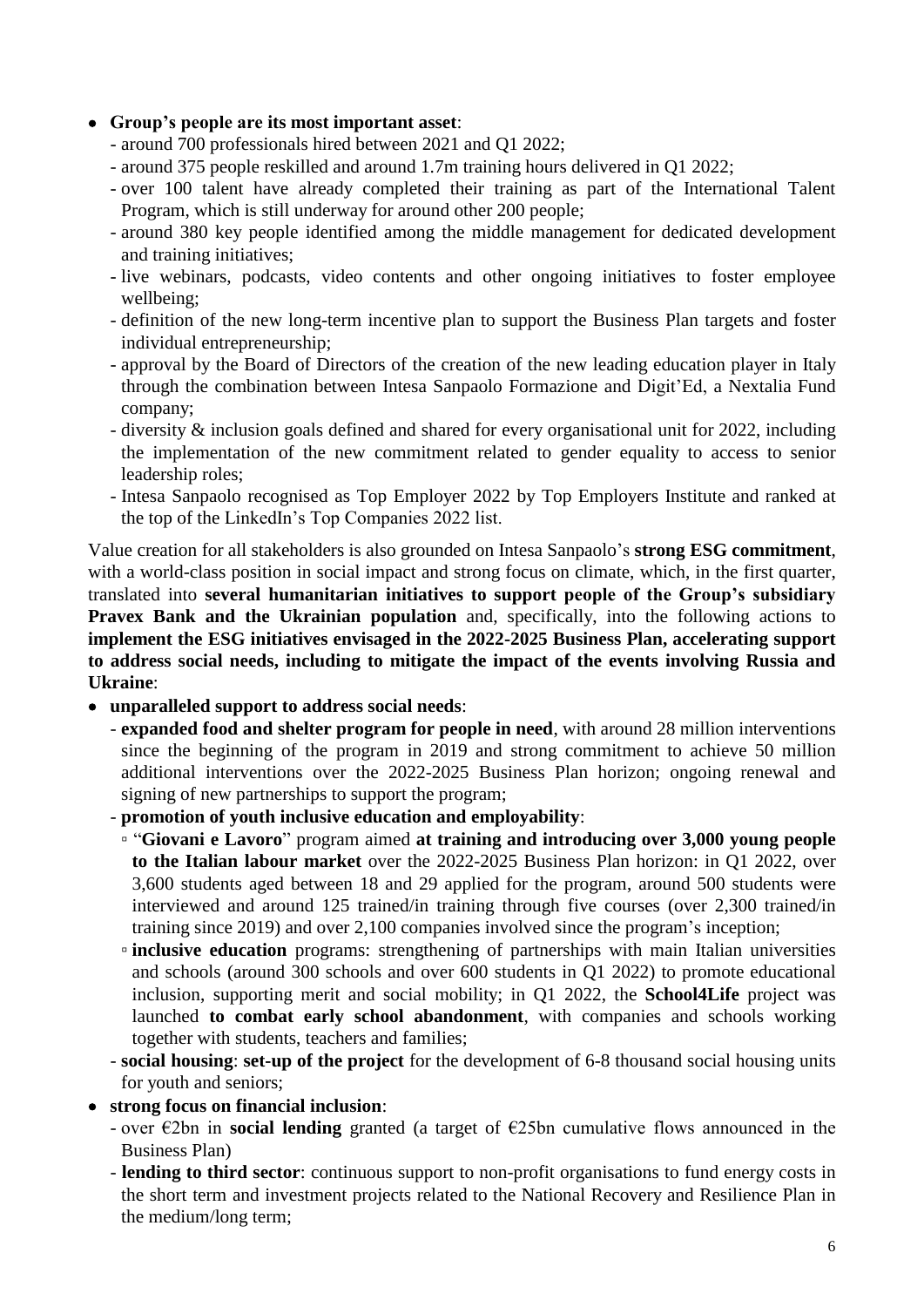- **Group's people are its most important asset**:
  - around 700 professionals hired between 2021 and Q1 2022;
  - around 375 people reskilled and around 1.7m training hours delivered in Q1 2022;
  - over 100 talent have already completed their training as part of the International Talent Program, which is still underway for around other 200 people;
  - around 380 key people identified among the middle management for dedicated development and training initiatives;
  - live webinars, podcasts, video contents and other ongoing initiatives to foster employee wellbeing;
  - definition of the new long-term incentive plan to support the Business Plan targets and foster individual entrepreneurship;
  - approval by the Board of Directors of the creation of the new leading education player in Italy through the combination between Intesa Sanpaolo Formazione and Digit'Ed, a Nextalia Fund company;
  - diversity & inclusion goals defined and shared for every organisational unit for 2022, including the implementation of the new commitment related to gender equality to access to senior leadership roles;
  - Intesa Sanpaolo recognised as Top Employer 2022 by Top Employers Institute and ranked at the top of the LinkedIn's Top Companies 2022 list.

Value creation for all stakeholders is also grounded on Intesa Sanpaolo's **strong ESG commitment**, with a world-class position in social impact and strong focus on climate, which, in the first quarter, translated into **several humanitarian initiatives to support people of the Group's subsidiary Pravex Bank and the Ukrainian population** and, specifically, into the following actions to **implement the ESG initiatives envisaged in the 2022-2025 Business Plan, accelerating support to address social needs, including to mitigate the impact of the events involving Russia and Ukraine**:

- **unparalleled support to address social needs**:
  - **expanded food and shelter program for people in need**, with around 28 million interventions since the beginning of the program in 2019 and strong commitment to achieve 50 million additional interventions over the 2022-2025 Business Plan horizon; ongoing renewal and signing of new partnerships to support the program;
  - **promotion of youth inclusive education and employability**:
    - "**Giovani e Lavoro**" program aimed **at training and introducing over 3,000 young people to the Italian labour market** over the 2022-2025 Business Plan horizon: in Q1 2022, over 3,600 students aged between 18 and 29 applied for the program, around 500 students were interviewed and around 125 trained/in training through five courses (over 2,300 trained/in training since 2019) and over 2,100 companies involved since the program's inception;
    - **inclusive education** programs: strengthening of partnerships with main Italian universities and schools (around 300 schools and over 600 students in Q1 2022) to promote educational inclusion, supporting merit and social mobility; in Q1 2022, the **School4Life** project was launched **to combat early school abandonment**, with companies and schools working together with students, teachers and families;
  - **social housing**: **set-up of the project** for the development of 6-8 thousand social housing units for youth and seniors;
- **strong focus on financial inclusion**:
  - over €2bn in **social lending** granted (a target of €25bn cumulative flows announced in the Business Plan)
  - **lending to third sector**: continuous support to non-profit organisations to fund energy costs in the short term and investment projects related to the National Recovery and Resilience Plan in the medium/long term;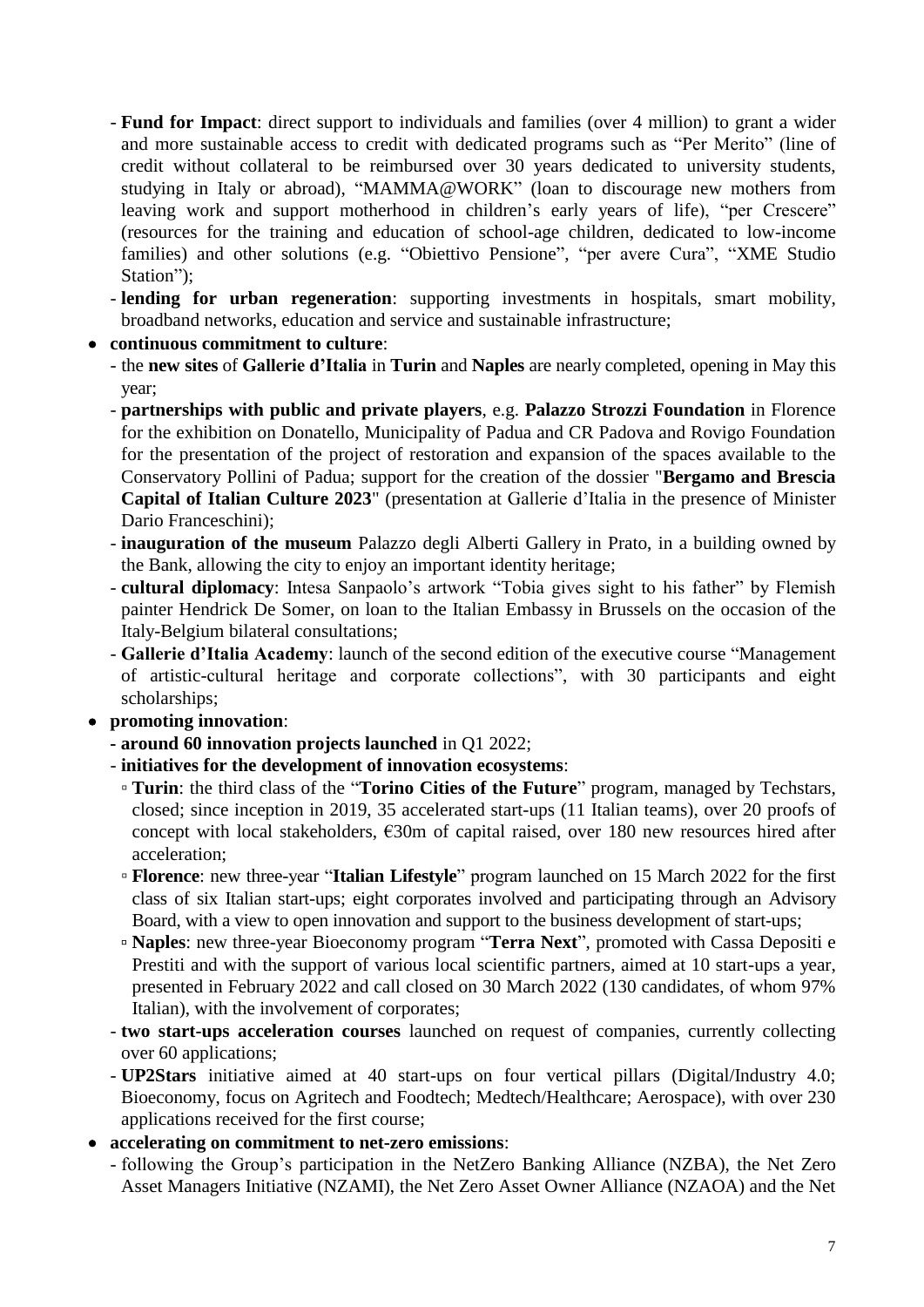- **Fund for Impact**: direct support to individuals and families (over 4 million) to grant a wider and more sustainable access to credit with dedicated programs such as "Per Merito" (line of credit without collateral to be reimbursed over 30 years dedicated to university students, studying in Italy or abroad), "MAMMA@WORK" (loan to discourage new mothers from leaving work and support motherhood in children's early years of life), "per Crescere" (resources for the training and education of school-age children, dedicated to low-income families) and other solutions (e.g. "Obiettivo Pensione", "per avere Cura", "XME Studio Station");
  - **lending for urban regeneration**: supporting investments in hospitals, smart mobility, broadband networks, education and service and sustainable infrastructure;
- **continuous commitment to culture**:
  - the **new sites** of **Gallerie d'Italia** in **Turin** and **Naples** are nearly completed, opening in May this year;
  - **partnerships with public and private players**, e.g. **Palazzo Strozzi Foundation** in Florence for the exhibition on Donatello, Municipality of Padua and CR Padova and Rovigo Foundation for the presentation of the project of restoration and expansion of the spaces available to the Conservatory Pollini of Padua; support for the creation of the dossier "**Bergamo and Brescia Capital of Italian Culture 2023**" (presentation at Gallerie d'Italia in the presence of Minister Dario Franceschini);
  - **inauguration of the museum** Palazzo degli Alberti Gallery in Prato, in a building owned by the Bank, allowing the city to enjoy an important identity heritage;
  - **cultural diplomacy**: Intesa Sanpaolo's artwork "Tobia gives sight to his father" by Flemish painter Hendrick De Somer, on loan to the Italian Embassy in Brussels on the occasion of the Italy-Belgium bilateral consultations;
  - **Gallerie d'Italia Academy**: launch of the second edition of the executive course "Management of artistic-cultural heritage and corporate collections", with 30 participants and eight scholarships;
- **promoting innovation**:
  - **around 60 innovation projects launched** in Q1 2022;
  - **initiatives for the development of innovation ecosystems**:
    - **Turin**: the third class of the "**Torino Cities of the Future**" program, managed by Techstars, closed; since inception in 2019, 35 accelerated start-ups (11 Italian teams), over 20 proofs of concept with local stakeholders, €30m of capital raised, over 180 new resources hired after acceleration;
    - **Florence**: new three-year "**Italian Lifestyle**" program launched on 15 March 2022 for the first class of six Italian start-ups; eight corporates involved and participating through an Advisory Board, with a view to open innovation and support to the business development of start-ups;
    - **Naples**: new three-year Bioeconomy program "**Terra Next**", promoted with Cassa Depositi e Prestiti and with the support of various local scientific partners, aimed at 10 start-ups a year, presented in February 2022 and call closed on 30 March 2022 (130 candidates, of whom 97% Italian), with the involvement of corporates;
  - **two start-ups acceleration courses** launched on request of companies, currently collecting over 60 applications;
  - **UP2Stars** initiative aimed at 40 start-ups on four vertical pillars (Digital/Industry 4.0; Bioeconomy, focus on Agritech and Foodtech; Medtech/Healthcare; Aerospace), with over 230 applications received for the first course;
- **accelerating on commitment to net-zero emissions**:
  - following the Group's participation in the NetZero Banking Alliance (NZBA), the Net Zero Asset Managers Initiative (NZAMI), the Net Zero Asset Owner Alliance (NZAOA) and the Net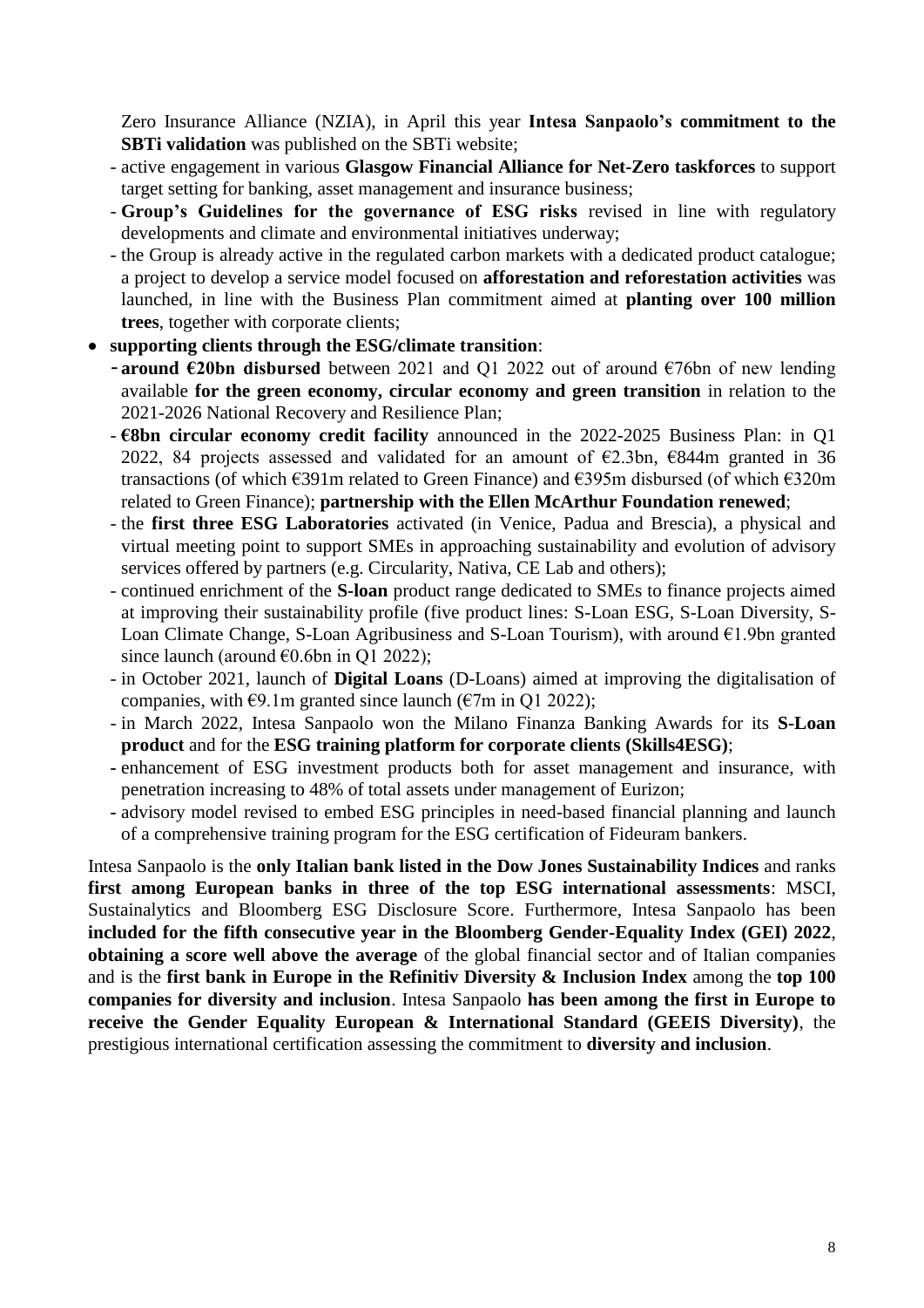Zero Insurance Alliance (NZIA), in April this year **Intesa Sanpaolo's commitment to the SBTi validation** was published on the SBTi website;
- active engagement in various **Glasgow Financial Alliance for Net-Zero taskforces** to support target setting for banking, asset management and insurance business;
- **Group's Guidelines for the governance of ESG risks** revised in line with regulatory developments and climate and environmental initiatives underway;
- the Group is already active in the regulated carbon markets with a dedicated product catalogue; a project to develop a service model focused on **afforestation and reforestation activities** was launched, in line with the Business Plan commitment aimed at **planting over 100 million trees**, together with corporate clients;

- **supporting clients through the ESG/climate transition**:
  - **around €20bn disbursed** between 2021 and Q1 2022 out of around €76bn of new lending available **for the green economy, circular economy and green transition** in relation to the 2021-2026 National Recovery and Resilience Plan;
  - **€8bn circular economy credit facility** announced in the 2022-2025 Business Plan: in Q1 2022, 84 projects assessed and validated for an amount of €2.3bn, €844m granted in 36 transactions (of which €391m related to Green Finance) and €395m disbursed (of which €320m related to Green Finance); **partnership with the Ellen McArthur Foundation renewed**;
  - the **first three ESG Laboratories** activated (in Venice, Padua and Brescia), a physical and virtual meeting point to support SMEs in approaching sustainability and evolution of advisory services offered by partners (e.g. Circularity, Nativa, CE Lab and others);
  - continued enrichment of the **S-loan** product range dedicated to SMEs to finance projects aimed at improving their sustainability profile (five product lines: S-Loan ESG, S-Loan Diversity, S-Loan Climate Change, S-Loan Agribusiness and S-Loan Tourism), with around €1.9bn granted since launch (around €0.6bn in Q1 2022);
  - in October 2021, launch of **Digital Loans** (D-Loans) aimed at improving the digitalisation of companies, with €9.1m granted since launch (€7m in Q1 2022);
  - in March 2022, Intesa Sanpaolo won the Milano Finanza Banking Awards for its **S-Loan product** and for the **ESG training platform for corporate clients (Skills4ESG)**;
  - enhancement of ESG investment products both for asset management and insurance, with penetration increasing to 48% of total assets under management of Eurizon;
  - advisory model revised to embed ESG principles in need-based financial planning and launch of a comprehensive training program for the ESG certification of Fideuram bankers.

Intesa Sanpaolo is the **only Italian bank listed in the Dow Jones Sustainability Indices** and ranks **first among European banks in three of the top ESG international assessments**: MSCI, Sustainalytics and Bloomberg ESG Disclosure Score. Furthermore, Intesa Sanpaolo has been **included for the fifth consecutive year in the Bloomberg Gender-Equality Index (GEI) 2022**, **obtaining a score well above the average** of the global financial sector and of Italian companies and is the **first bank in Europe in the Refinitiv Diversity & Inclusion Index** among the **top 100 companies for diversity and inclusion**. Intesa Sanpaolo **has been among the first in Europe to receive the Gender Equality European & International Standard (GEEIS Diversity)**, the prestigious international certification assessing the commitment to **diversity and inclusion**.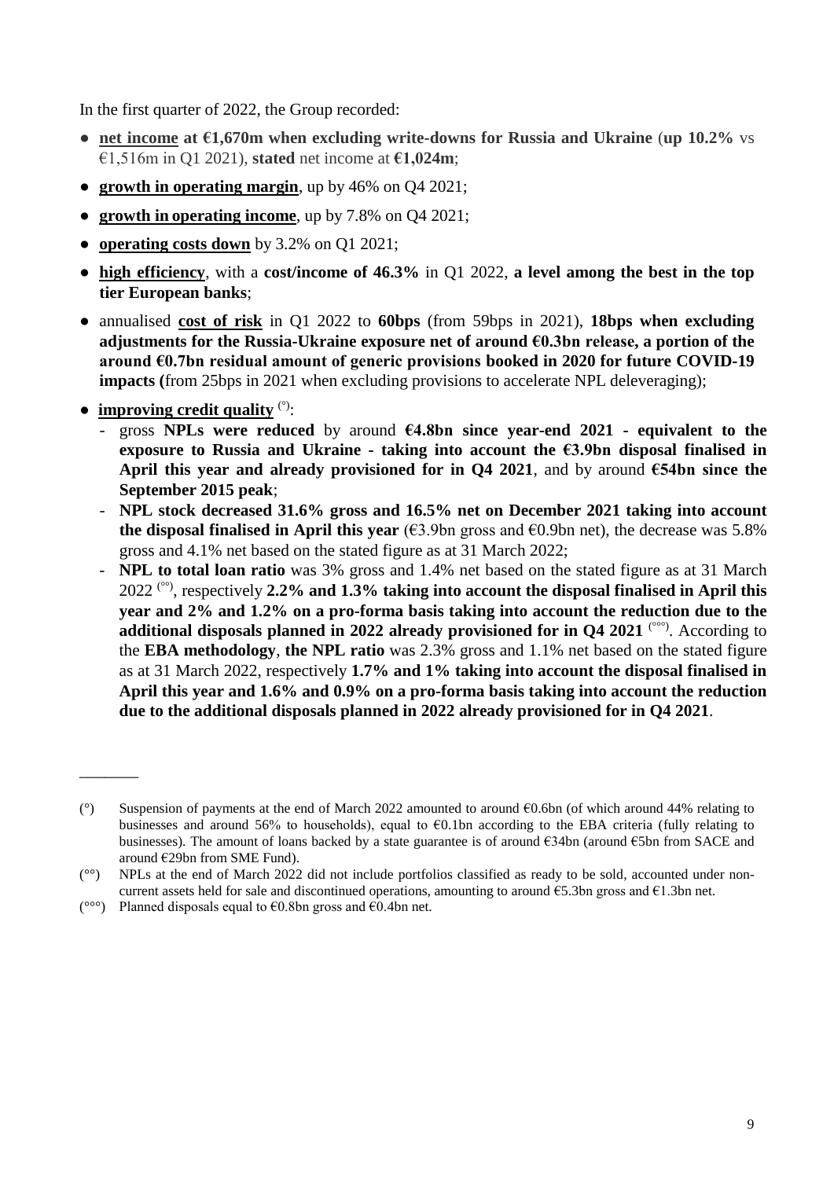In the first quarter of 2022, the Group recorded:

- **net income at €1,670m when excluding write-downs for Russia and Ukraine** (**up 10.2%** vs €1,516m in Q1 2021), **stated** net income at **€1,024m**;
- **growth in operating margin**, up by 46% on Q4 2021;
- **growth in operating income**, up by 7.8% on Q4 2021;
- **operating costs down** by 3.2% on Q1 2021;
- **high efficiency**, with a **cost/income of 46.3%** in Q1 2022, **a level among the best in the top tier European banks**;
- annualised **cost of risk** in Q1 2022 to **60bps** (from 59bps in 2021), **18bps when excluding adjustments for the Russia-Ukraine exposure net of around €0.3bn release, a portion of the around €0.7bn residual amount of generic provisions booked in 2020 for future COVID-19 impacts (**from 25bps in 2021 when excluding provisions to accelerate NPL deleveraging);
- **improving credit quality** (°):
  - gross **NPLs were reduced** by around **€4.8bn since year-end 2021 - equivalent to the exposure to Russia and Ukraine - taking into account the €3.9bn disposal finalised in April this year and already provisioned for in Q4 2021**, and by around **€54bn since the September 2015 peak**;
  - **NPL stock decreased 31.6% gross and 16.5% net on December 2021 taking into account the disposal finalised in April this year** (€3.9bn gross and €0.9bn net), the decrease was 5.8% gross and 4.1% net based on the stated figure as at 31 March 2022;
  - **NPL to total loan ratio** was 3% gross and 1.4% net based on the stated figure as at 31 March 2022 (°°), respectively **2.2% and 1.3% taking into account the disposal finalised in April this year and 2% and 1.2% on a pro-forma basis taking into account the reduction due to the additional disposals planned in 2022 already provisioned for in Q4 2021** (°°°). According to the **EBA methodology**, **the NPL ratio** was 2.3% gross and 1.1% net based on the stated figure as at 31 March 2022, respectively **1.7% and 1% taking into account the disposal finalised in April this year and 1.6% and 0.9% on a pro-forma basis taking into account the reduction due to the additional disposals planned in 2022 already provisioned for in Q4 2021**.

---

(°) Suspension of payments at the end of March 2022 amounted to around €0.6bn (of which around 44% relating to businesses and around 56% to households), equal to €0.1bn according to the EBA criteria (fully relating to businesses). The amount of loans backed by a state guarantee is of around €34bn (around €5bn from SACE and around €29bn from SME Fund).

(°°) NPLs at the end of March 2022 did not include portfolios classified as ready to be sold, accounted under non-current assets held for sale and discontinued operations, amounting to around €5.3bn gross and €1.3bn net.

(°°°) Planned disposals equal to €0.8bn gross and €0.4bn net.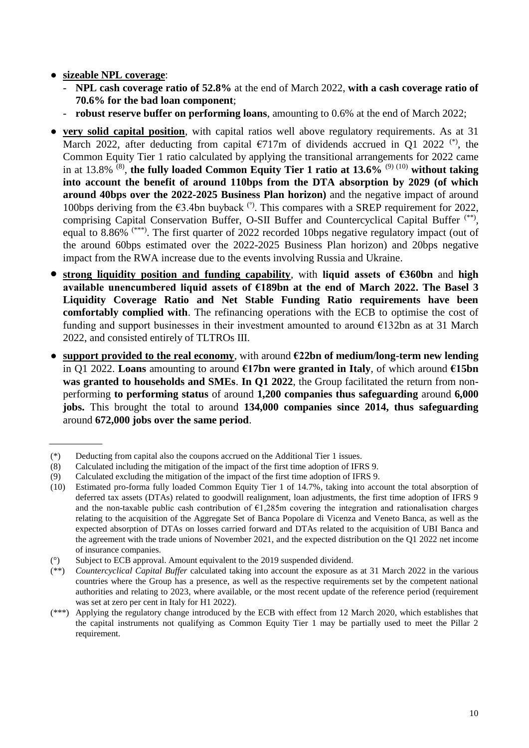- **sizeable NPL coverage**:
  - **NPL cash coverage ratio of 52.8%** at the end of March 2022, **with a cash coverage ratio of 70.6% for the bad loan component**;
  - **robust reserve buffer on performing loans**, amounting to 0.6% at the end of March 2022;
- **very solid capital position**, with capital ratios well above regulatory requirements. As at 31 March 2022, after deducting from capital €717m of dividends accrued in Q1 2022 (*), the Common Equity Tier 1 ratio calculated by applying the transitional arrangements for 2022 came in at 13.8% (8), **the fully loaded Common Equity Tier 1 ratio at 13.6%** (9) (10) **without taking into account the benefit of around 110bps from the DTA absorption by 2029 (of which around 40bps over the 2022-2025 Business Plan horizon)** and the negative impact of around 100bps deriving from the €3.4bn buyback (°). This compares with a SREP requirement for 2022, comprising Capital Conservation Buffer, O-SII Buffer and Countercyclical Capital Buffer (**), equal to 8.86% (***). The first quarter of 2022 recorded 10bps negative regulatory impact (out of the around 60bps estimated over the 2022-2025 Business Plan horizon) and 20bps negative impact from the RWA increase due to the events involving Russia and Ukraine.
- **strong liquidity position and funding capability**, with **liquid assets of €360bn** and **high available unencumbered liquid assets of €189bn at the end of March 2022. The Basel 3 Liquidity Coverage Ratio and Net Stable Funding Ratio requirements have been comfortably complied with**. The refinancing operations with the ECB to optimise the cost of funding and support businesses in their investment amounted to around €132bn as at 31 March 2022, and consisted entirely of TLTROs III.
- **support provided to the real economy**, with around **€22bn of medium/long-term new lending** in Q1 2022. **Loans** amounting to around **€17bn were granted in Italy**, of which around **€15bn was granted to households and SMEs**. **In Q1 2022**, the Group facilitated the return from non-performing **to performing status** of around **1,200 companies thus safeguarding** around **6,000 jobs.** This brought the total to around **134,000 companies since 2014, thus safeguarding** around **672,000 jobs over the same period**.

---

(*) Deducting from capital also the coupons accrued on the Additional Tier 1 issues.

(8) Calculated including the mitigation of the impact of the first time adoption of IFRS 9.

(9) Calculated excluding the mitigation of the impact of the first time adoption of IFRS 9.

(10) Estimated pro-forma fully loaded Common Equity Tier 1 of 14.7%, taking into account the total absorption of deferred tax assets (DTAs) related to goodwill realignment, loan adjustments, the first time adoption of IFRS 9 and the non-taxable public cash contribution of €1,285m covering the integration and rationalisation charges relating to the acquisition of the Aggregate Set of Banca Popolare di Vicenza and Veneto Banca, as well as the expected absorption of DTAs on losses carried forward and DTAs related to the acquisition of UBI Banca and the agreement with the trade unions of November 2021, and the expected distribution on the Q1 2022 net income of insurance companies.

(°) Subject to ECB approval. Amount equivalent to the 2019 suspended dividend.

(**) *Countercyclical Capital Buffer* calculated taking into account the exposure as at 31 March 2022 in the various countries where the Group has a presence, as well as the respective requirements set by the competent national authorities and relating to 2023, where available, or the most recent update of the reference period (requirement was set at zero per cent in Italy for H1 2022).

(***) Applying the regulatory change introduced by the ECB with effect from 12 March 2020, which establishes that the capital instruments not qualifying as Common Equity Tier 1 may be partially used to meet the Pillar 2 requirement.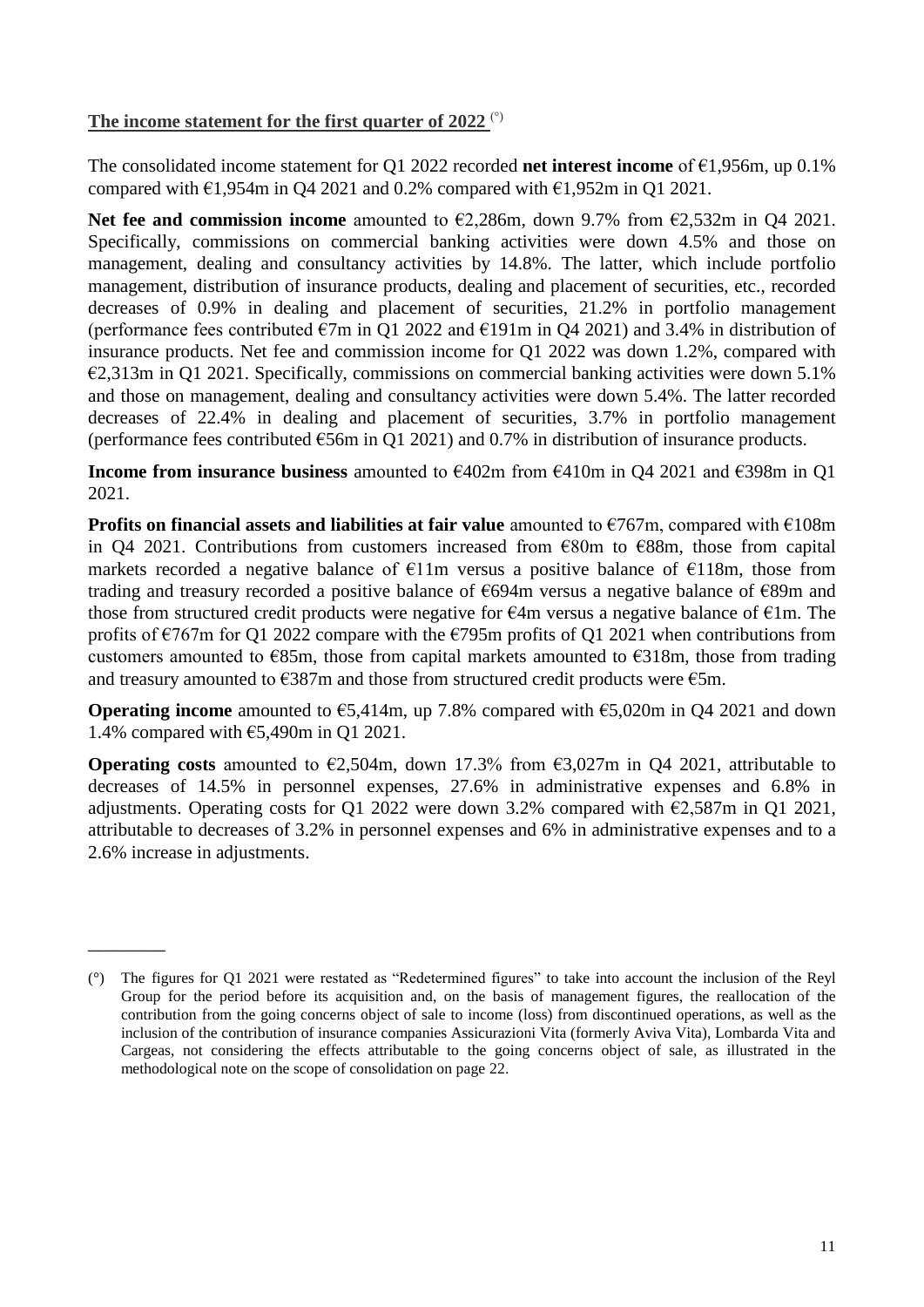## The income statement for the first quarter of 2022 (°)

The consolidated income statement for Q1 2022 recorded **net interest income** of €1,956m, up 0.1% compared with €1,954m in Q4 2021 and 0.2% compared with €1,952m in Q1 2021.

**Net fee and commission income** amounted to €2,286m, down 9.7% from €2,532m in Q4 2021. Specifically, commissions on commercial banking activities were down 4.5% and those on management, dealing and consultancy activities by 14.8%. The latter, which include portfolio management, distribution of insurance products, dealing and placement of securities, etc., recorded decreases of 0.9% in dealing and placement of securities, 21.2% in portfolio management (performance fees contributed €7m in Q1 2022 and €191m in Q4 2021) and 3.4% in distribution of insurance products. Net fee and commission income for Q1 2022 was down 1.2%, compared with €2,313m in Q1 2021. Specifically, commissions on commercial banking activities were down 5.1% and those on management, dealing and consultancy activities were down 5.4%. The latter recorded decreases of 22.4% in dealing and placement of securities, 3.7% in portfolio management (performance fees contributed €56m in Q1 2021) and 0.7% in distribution of insurance products.

**Income from insurance business** amounted to €402m from €410m in Q4 2021 and €398m in Q1 2021.

**Profits on financial assets and liabilities at fair value** amounted to €767m, compared with €108m in Q4 2021. Contributions from customers increased from €80m to €88m, those from capital markets recorded a negative balance of €11m versus a positive balance of €118m, those from trading and treasury recorded a positive balance of €694m versus a negative balance of €89m and those from structured credit products were negative for €4m versus a negative balance of €1m. The profits of €767m for Q1 2022 compare with the €795m profits of Q1 2021 when contributions from customers amounted to €85m, those from capital markets amounted to €318m, those from trading and treasury amounted to €387m and those from structured credit products were €5m.

**Operating income** amounted to €5,414m, up 7.8% compared with €5,020m in Q4 2021 and down 1.4% compared with €5,490m in Q1 2021.

**Operating costs** amounted to €2,504m, down 17.3% from €3,027m in Q4 2021, attributable to decreases of 14.5% in personnel expenses, 27.6% in administrative expenses and 6.8% in adjustments. Operating costs for Q1 2022 were down 3.2% compared with €2,587m in Q1 2021, attributable to decreases of 3.2% in personnel expenses and 6% in administrative expenses and to a 2.6% increase in adjustments.

---

(°) The figures for Q1 2021 were restated as "Redetermined figures" to take into account the inclusion of the Reyl Group for the period before its acquisition and, on the basis of management figures, the reallocation of the contribution from the going concerns object of sale to income (loss) from discontinued operations, as well as the inclusion of the contribution of insurance companies Assicurazioni Vita (formerly Aviva Vita), Lombarda Vita and Cargeas, not considering the effects attributable to the going concerns object of sale, as illustrated in the methodological note on the scope of consolidation on page 22.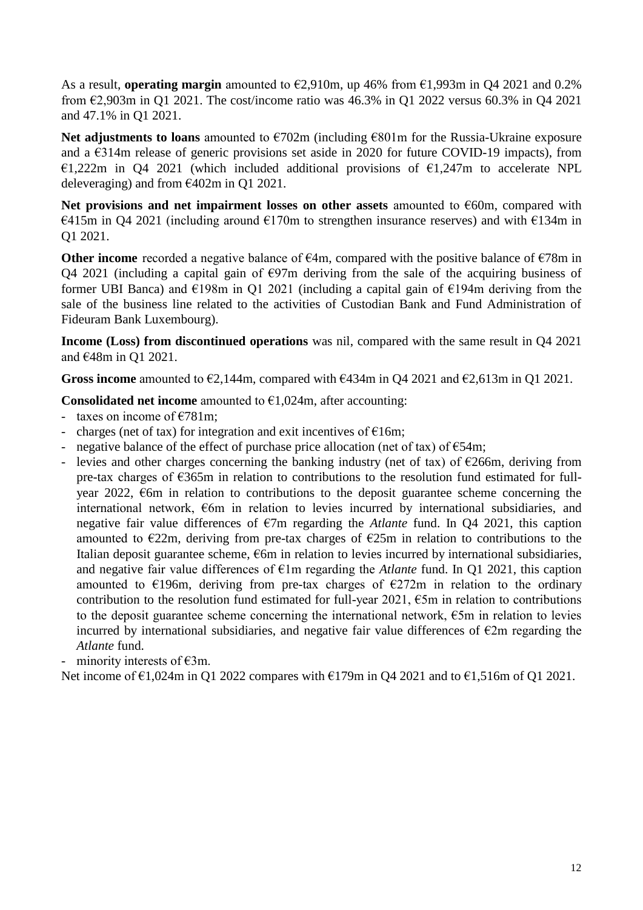As a result, **operating margin** amounted to €2,910m, up 46% from €1,993m in Q4 2021 and 0.2% from €2,903m in Q1 2021. The cost/income ratio was 46.3% in Q1 2022 versus 60.3% in Q4 2021 and 47.1% in Q1 2021.

**Net adjustments to loans** amounted to €702m (including €801m for the Russia-Ukraine exposure and a €314m release of generic provisions set aside in 2020 for future COVID-19 impacts), from €1,222m in Q4 2021 (which included additional provisions of €1,247m to accelerate NPL deleveraging) and from €402m in Q1 2021.

**Net provisions and net impairment losses on other assets** amounted to €60m, compared with €415m in Q4 2021 (including around €170m to strengthen insurance reserves) and with €134m in Q1 2021.

**Other income** recorded a negative balance of €4m, compared with the positive balance of €78m in Q4 2021 (including a capital gain of €97m deriving from the sale of the acquiring business of former UBI Banca) and €198m in Q1 2021 (including a capital gain of €194m deriving from the sale of the business line related to the activities of Custodian Bank and Fund Administration of Fideuram Bank Luxembourg).

**Income (Loss) from discontinued operations** was nil, compared with the same result in Q4 2021 and €48m in Q1 2021.

**Gross income** amounted to €2,144m, compared with €434m in Q4 2021 and €2,613m in Q1 2021.

**Consolidated net income** amounted to €1,024m, after accounting:

- taxes on income of €781m;
- charges (net of tax) for integration and exit incentives of €16m;
- negative balance of the effect of purchase price allocation (net of tax) of €54m;
- levies and other charges concerning the banking industry (net of tax) of €266m, deriving from pre-tax charges of €365m in relation to contributions to the resolution fund estimated for full-year 2022, €6m in relation to contributions to the deposit guarantee scheme concerning the international network, €6m in relation to levies incurred by international subsidiaries, and negative fair value differences of €7m regarding the *Atlante* fund. In Q4 2021, this caption amounted to €22m, deriving from pre-tax charges of €25m in relation to contributions to the Italian deposit guarantee scheme, €6m in relation to levies incurred by international subsidiaries, and negative fair value differences of €1m regarding the *Atlante* fund. In Q1 2021, this caption amounted to €196m, deriving from pre-tax charges of €272m in relation to the ordinary contribution to the resolution fund estimated for full-year 2021, €5m in relation to contributions to the deposit guarantee scheme concerning the international network, €5m in relation to levies incurred by international subsidiaries, and negative fair value differences of €2m regarding the *Atlante* fund.
- minority interests of €3m.

Net income of €1,024m in Q1 2022 compares with €179m in Q4 2021 and to €1,516m of Q1 2021.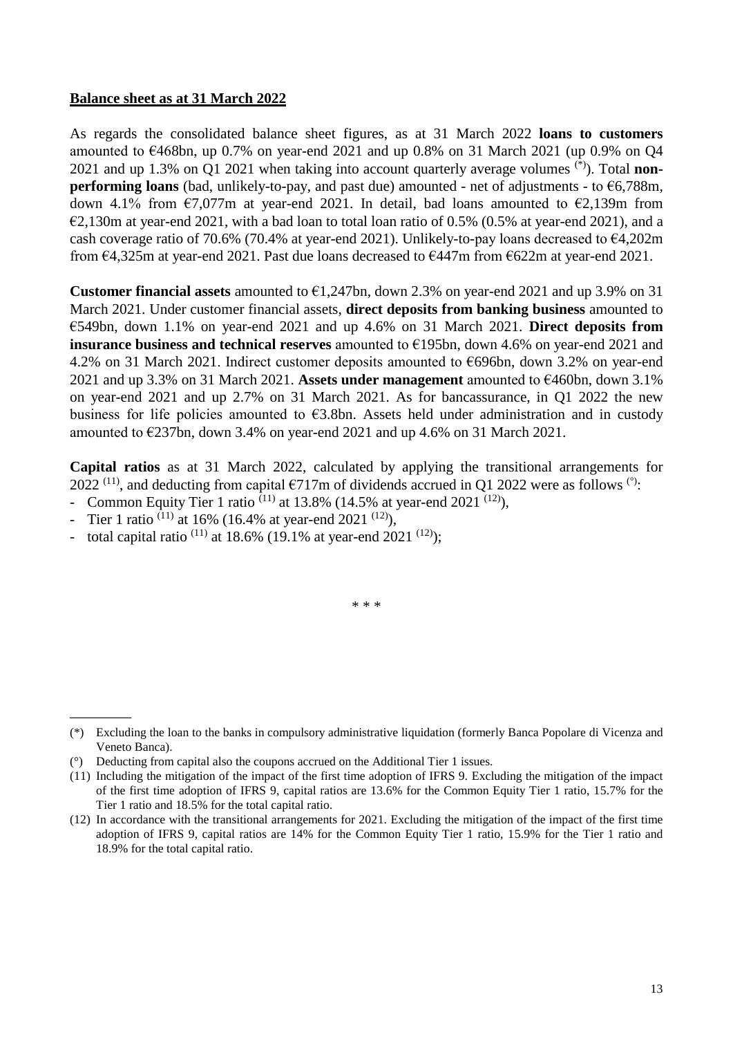**Balance sheet as at 31 March 2022**

As regards the consolidated balance sheet figures, as at 31 March 2022 **loans to customers** amounted to €468bn, up 0.7% on year-end 2021 and up 0.8% on 31 March 2021 (up 0.9% on Q4 2021 and up 1.3% on Q1 2021 when taking into account quarterly average volumes [*]). Total **non-performing loans** (bad, unlikely-to-pay, and past due) amounted - net of adjustments - to €6,788m, down 4.1% from €7,077m at year-end 2021. In detail, bad loans amounted to €2,139m from €2,130m at year-end 2021, with a bad loan to total loan ratio of 0.5% (0.5% at year-end 2021), and a cash coverage ratio of 70.6% (70.4% at year-end 2021). Unlikely-to-pay loans decreased to €4,202m from €4,325m at year-end 2021. Past due loans decreased to €447m from €622m at year-end 2021.

**Customer financial assets** amounted to €1,247bn, down 2.3% on year-end 2021 and up 3.9% on 31 March 2021. Under customer financial assets, **direct deposits from banking business** amounted to €549bn, down 1.1% on year-end 2021 and up 4.6% on 31 March 2021. **Direct deposits from insurance business and technical reserves** amounted to €195bn, down 4.6% on year-end 2021 and 4.2% on 31 March 2021. Indirect customer deposits amounted to €696bn, down 3.2% on year-end 2021 and up 3.3% on 31 March 2021. **Assets under management** amounted to €460bn, down 3.1% on year-end 2021 and up 2.7% on 31 March 2021. As for bancassurance, in Q1 2022 the new business for life policies amounted to €3.8bn. Assets held under administration and in custody amounted to €237bn, down 3.4% on year-end 2021 and up 4.6% on 31 March 2021.

**Capital ratios** as at 31 March 2022, calculated by applying the transitional arrangements for 2022 [11], and deducting from capital €717m of dividends accrued in Q1 2022 were as follows [°]:

- Common Equity Tier 1 ratio [11] at 13.8% (14.5% at year-end 2021 [12]),
- Tier 1 ratio [11] at 16% (16.4% at year-end 2021 [12]),
- total capital ratio [11] at 18.6% (19.1% at year-end 2021 [12]);

\* \* \*

---

(*) Excluding the loan to the banks in compulsory administrative liquidation (formerly Banca Popolare di Vicenza and Veneto Banca).

(°) Deducting from capital also the coupons accrued on the Additional Tier 1 issues.

(11) Including the mitigation of the impact of the first time adoption of IFRS 9. Excluding the mitigation of the impact of the first time adoption of IFRS 9, capital ratios are 13.6% for the Common Equity Tier 1 ratio, 15.7% for the Tier 1 ratio and 18.5% for the total capital ratio.

(12) In accordance with the transitional arrangements for 2021. Excluding the mitigation of the impact of the first time adoption of IFRS 9, capital ratios are 14% for the Common Equity Tier 1 ratio, 15.9% for the Tier 1 ratio and 18.9% for the total capital ratio.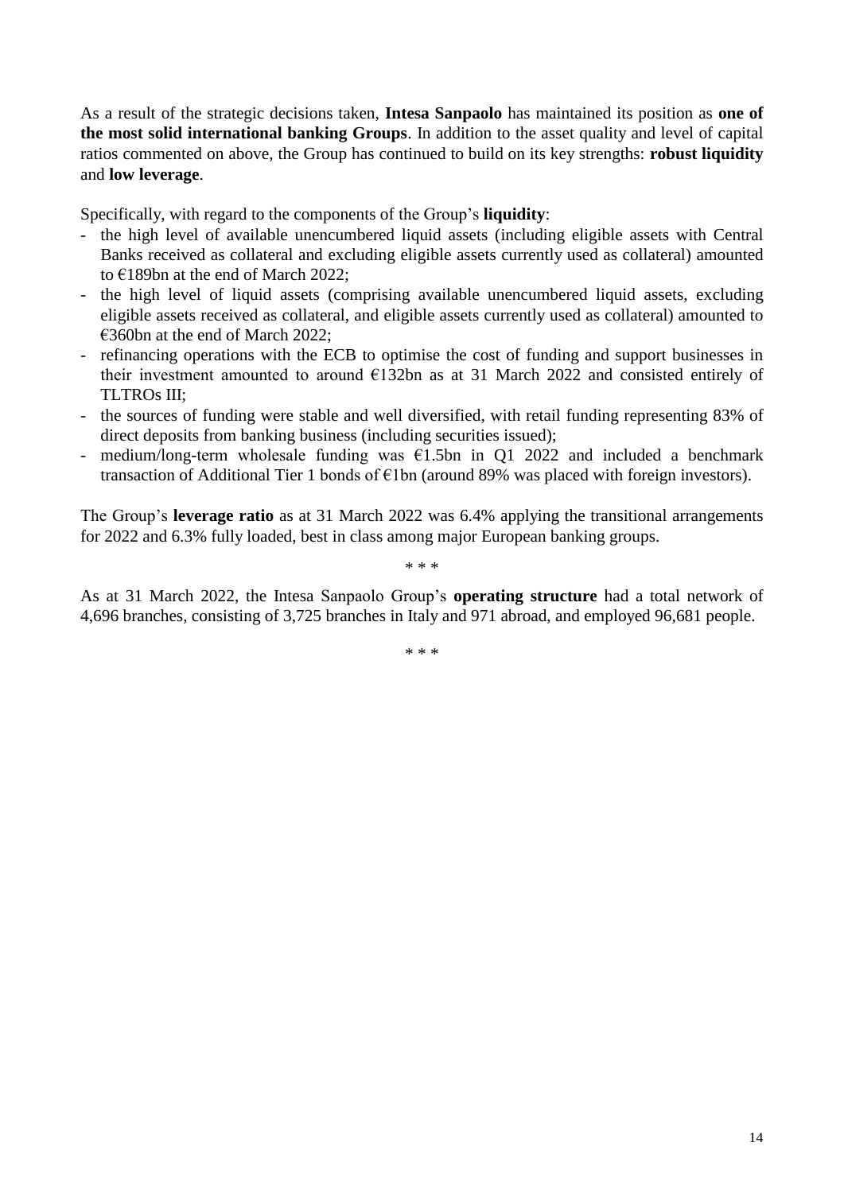As a result of the strategic decisions taken, **Intesa Sanpaolo** has maintained its position as **one of the most solid international banking Groups**. In addition to the asset quality and level of capital ratios commented on above, the Group has continued to build on its key strengths: **robust liquidity** and **low leverage**.

Specifically, with regard to the components of the Group's **liquidity**:

- the high level of available unencumbered liquid assets (including eligible assets with Central Banks received as collateral and excluding eligible assets currently used as collateral) amounted to €189bn at the end of March 2022;
- the high level of liquid assets (comprising available unencumbered liquid assets, excluding eligible assets received as collateral, and eligible assets currently used as collateral) amounted to €360bn at the end of March 2022;
- refinancing operations with the ECB to optimise the cost of funding and support businesses in their investment amounted to around €132bn as at 31 March 2022 and consisted entirely of TLTROs III;
- the sources of funding were stable and well diversified, with retail funding representing 83% of direct deposits from banking business (including securities issued);
- medium/long-term wholesale funding was €1.5bn in Q1 2022 and included a benchmark transaction of Additional Tier 1 bonds of €1bn (around 89% was placed with foreign investors).

The Group's **leverage ratio** as at 31 March 2022 was 6.4% applying the transitional arrangements for 2022 and 6.3% fully loaded, best in class among major European banking groups.

\* \* \*

As at 31 March 2022, the Intesa Sanpaolo Group's **operating structure** had a total network of 4,696 branches, consisting of 3,725 branches in Italy and 971 abroad, and employed 96,681 people.

\* \* \*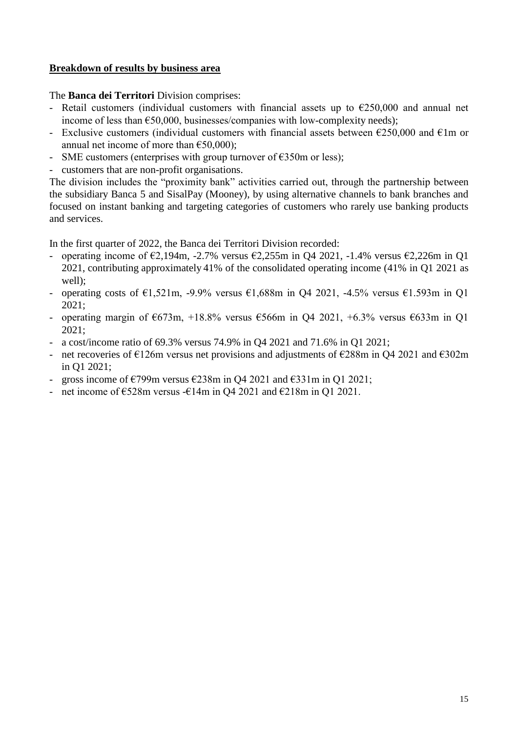**Breakdown of results by business area**

The **Banca dei Territori** Division comprises:

- Retail customers (individual customers with financial assets up to €250,000 and annual net income of less than €50,000, businesses/companies with low-complexity needs);
- Exclusive customers (individual customers with financial assets between €250,000 and €1m or annual net income of more than €50,000);
- SME customers (enterprises with group turnover of €350m or less);
- customers that are non-profit organisations.

The division includes the "proximity bank" activities carried out, through the partnership between the subsidiary Banca 5 and SisalPay (Mooney), by using alternative channels to bank branches and focused on instant banking and targeting categories of customers who rarely use banking products and services.

In the first quarter of 2022, the Banca dei Territori Division recorded:

- operating income of €2,194m, -2.7% versus €2,255m in Q4 2021, -1.4% versus €2,226m in Q1 2021, contributing approximately 41% of the consolidated operating income (41% in Q1 2021 as well);
- operating costs of €1,521m, -9.9% versus €1,688m in Q4 2021, -4.5% versus €1.593m in Q1 2021;
- operating margin of €673m, +18.8% versus €566m in Q4 2021, +6.3% versus €633m in Q1 2021;
- a cost/income ratio of 69.3% versus 74.9% in Q4 2021 and 71.6% in Q1 2021;
- net recoveries of €126m versus net provisions and adjustments of €288m in Q4 2021 and €302m in Q1 2021;
- gross income of €799m versus €238m in Q4 2021 and €331m in Q1 2021;
- net income of €528m versus -€14m in Q4 2021 and €218m in Q1 2021.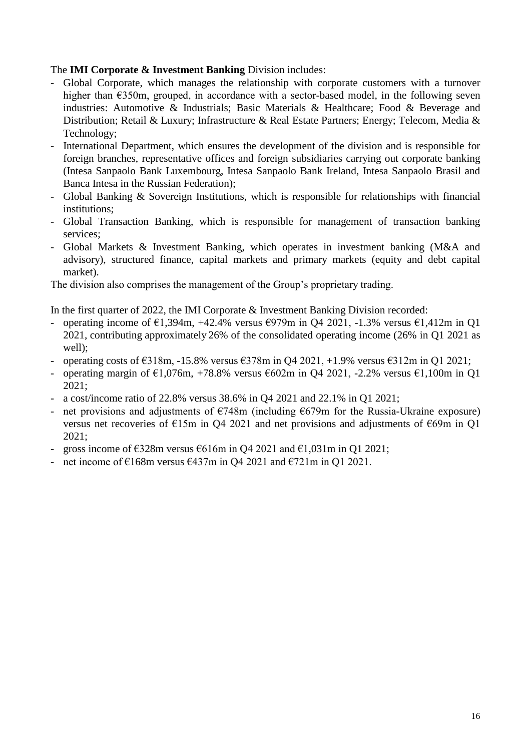The **IMI Corporate & Investment Banking** Division includes:

- Global Corporate, which manages the relationship with corporate customers with a turnover higher than €350m, grouped, in accordance with a sector-based model, in the following seven industries: Automotive & Industrials; Basic Materials & Healthcare; Food & Beverage and Distribution; Retail & Luxury; Infrastructure & Real Estate Partners; Energy; Telecom, Media & Technology;
- International Department, which ensures the development of the division and is responsible for foreign branches, representative offices and foreign subsidiaries carrying out corporate banking (Intesa Sanpaolo Bank Luxembourg, Intesa Sanpaolo Bank Ireland, Intesa Sanpaolo Brasil and Banca Intesa in the Russian Federation);
- Global Banking & Sovereign Institutions, which is responsible for relationships with financial institutions;
- Global Transaction Banking, which is responsible for management of transaction banking services;
- Global Markets & Investment Banking, which operates in investment banking (M&A and advisory), structured finance, capital markets and primary markets (equity and debt capital market).

The division also comprises the management of the Group's proprietary trading.

In the first quarter of 2022, the IMI Corporate & Investment Banking Division recorded:

- operating income of €1,394m, +42.4% versus €979m in Q4 2021, -1.3% versus €1,412m in Q1 2021, contributing approximately 26% of the consolidated operating income (26% in Q1 2021 as well);
- operating costs of €318m, -15.8% versus €378m in Q4 2021, +1.9% versus €312m in Q1 2021;
- operating margin of €1,076m, +78.8% versus €602m in Q4 2021, -2.2% versus €1,100m in Q1 2021;
- a cost/income ratio of 22.8% versus 38.6% in Q4 2021 and 22.1% in Q1 2021;
- net provisions and adjustments of €748m (including €679m for the Russia-Ukraine exposure) versus net recoveries of €15m in Q4 2021 and net provisions and adjustments of €69m in Q1 2021;
- gross income of €328m versus €616m in Q4 2021 and €1,031m in Q1 2021;
- net income of €168m versus €437m in Q4 2021 and €721m in Q1 2021.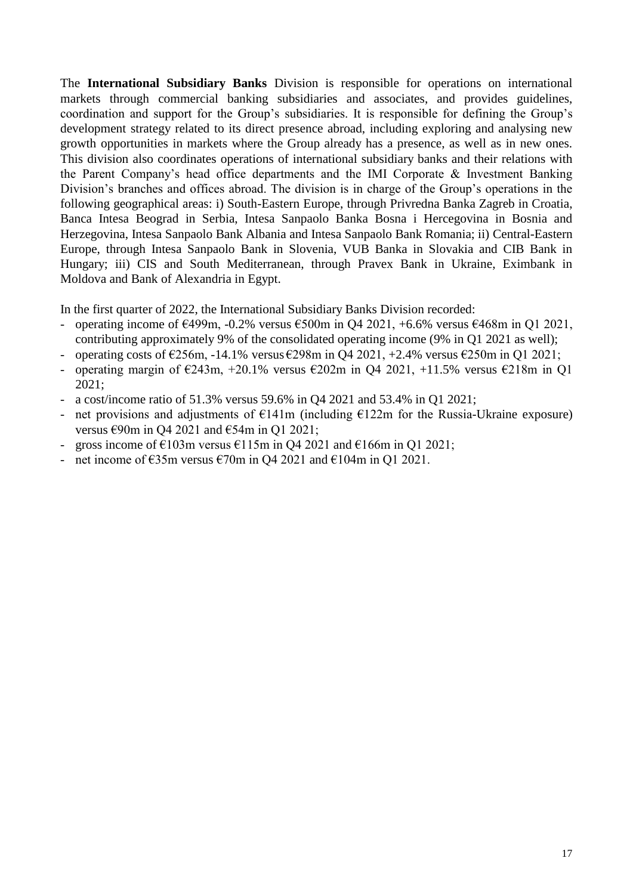The **International Subsidiary Banks** Division is responsible for operations on international markets through commercial banking subsidiaries and associates, and provides guidelines, coordination and support for the Group's subsidiaries. It is responsible for defining the Group's development strategy related to its direct presence abroad, including exploring and analysing new growth opportunities in markets where the Group already has a presence, as well as in new ones. This division also coordinates operations of international subsidiary banks and their relations with the Parent Company's head office departments and the IMI Corporate & Investment Banking Division's branches and offices abroad. The division is in charge of the Group's operations in the following geographical areas: i) South-Eastern Europe, through Privredna Banka Zagreb in Croatia, Banca Intesa Beograd in Serbia, Intesa Sanpaolo Banka Bosna i Hercegovina in Bosnia and Herzegovina, Intesa Sanpaolo Bank Albania and Intesa Sanpaolo Bank Romania; ii) Central-Eastern Europe, through Intesa Sanpaolo Bank in Slovenia, VUB Banka in Slovakia and CIB Bank in Hungary; iii) CIS and South Mediterranean, through Pravex Bank in Ukraine, Eximbank in Moldova and Bank of Alexandria in Egypt.

In the first quarter of 2022, the International Subsidiary Banks Division recorded:

- operating income of €499m, -0.2% versus €500m in Q4 2021, +6.6% versus €468m in Q1 2021, contributing approximately 9% of the consolidated operating income (9% in Q1 2021 as well);
- operating costs of €256m, -14.1% versus €298m in Q4 2021, +2.4% versus €250m in Q1 2021;
- operating margin of €243m, +20.1% versus €202m in Q4 2021, +11.5% versus €218m in Q1 2021;
- a cost/income ratio of 51.3% versus 59.6% in Q4 2021 and 53.4% in Q1 2021;
- net provisions and adjustments of €141m (including €122m for the Russia-Ukraine exposure) versus €90m in Q4 2021 and €54m in Q1 2021;
- gross income of €103m versus €115m in Q4 2021 and €166m in Q1 2021;
- net income of €35m versus €70m in Q4 2021 and €104m in Q1 2021.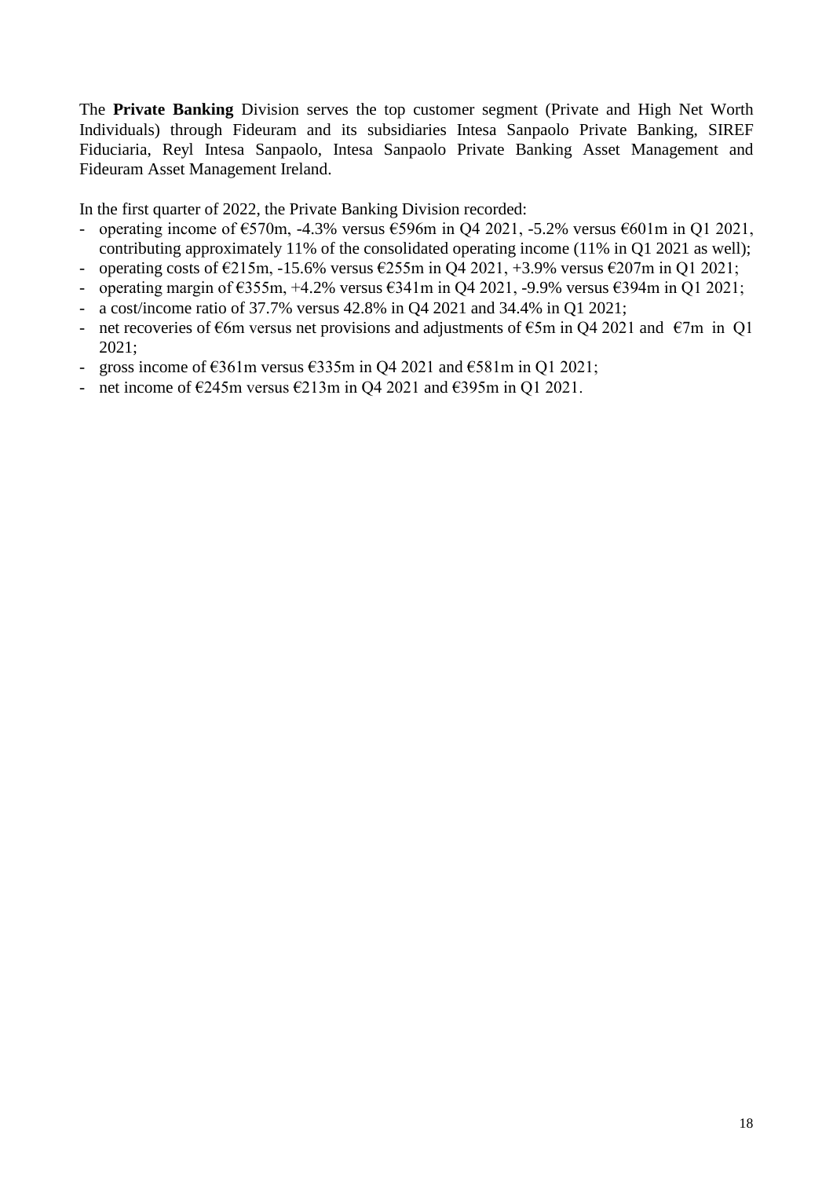The **Private Banking** Division serves the top customer segment (Private and High Net Worth Individuals) through Fideuram and its subsidiaries Intesa Sanpaolo Private Banking, SIREF Fiduciaria, Reyl Intesa Sanpaolo, Intesa Sanpaolo Private Banking Asset Management and Fideuram Asset Management Ireland.

In the first quarter of 2022, the Private Banking Division recorded:

- operating income of €570m, -4.3% versus €596m in Q4 2021, -5.2% versus €601m in Q1 2021, contributing approximately 11% of the consolidated operating income (11% in Q1 2021 as well);
- operating costs of €215m, -15.6% versus €255m in Q4 2021, +3.9% versus €207m in Q1 2021;
- operating margin of €355m, +4.2% versus €341m in Q4 2021, -9.9% versus €394m in Q1 2021;
- a cost/income ratio of 37.7% versus 42.8% in Q4 2021 and 34.4% in Q1 2021;
- net recoveries of €6m versus net provisions and adjustments of €5m in Q4 2021 and €7m in Q1 2021;
- gross income of €361m versus €335m in Q4 2021 and €581m in Q1 2021;
- net income of €245m versus €213m in Q4 2021 and €395m in Q1 2021.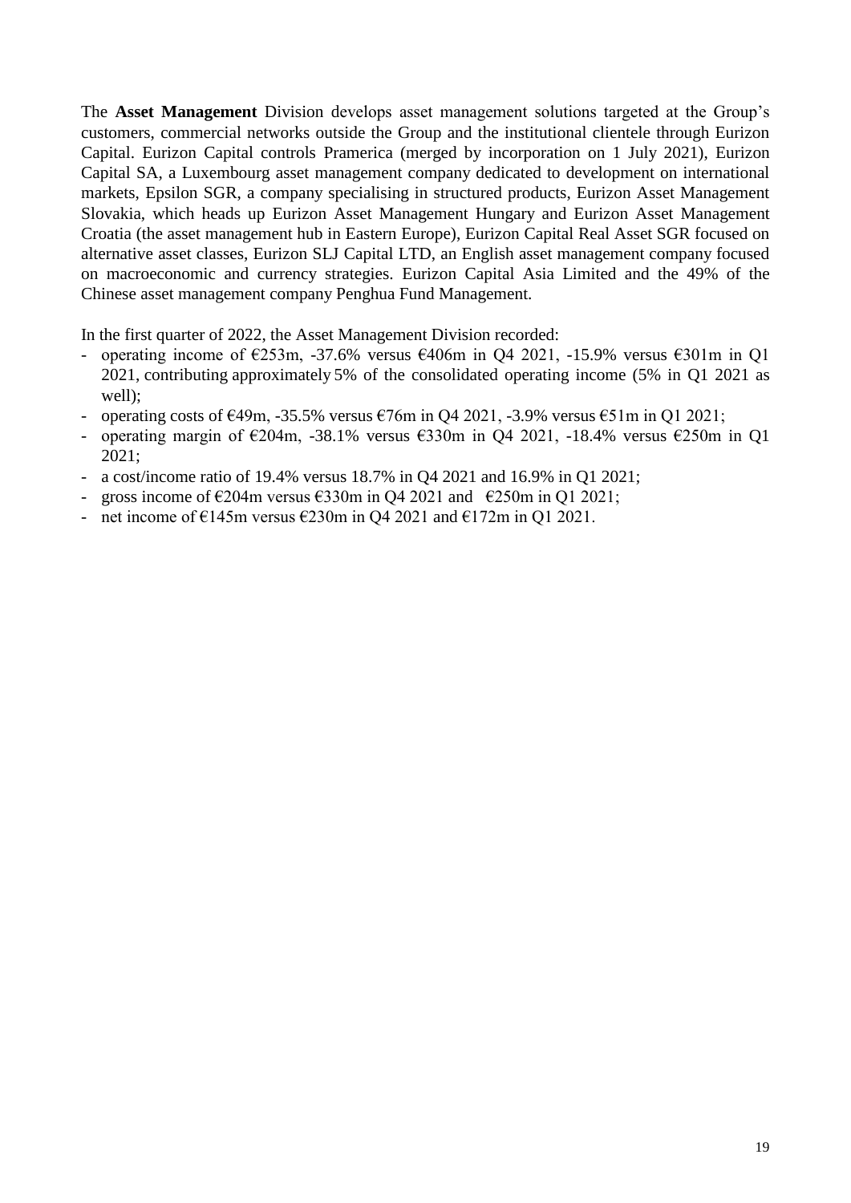The **Asset Management** Division develops asset management solutions targeted at the Group's customers, commercial networks outside the Group and the institutional clientele through Eurizon Capital. Eurizon Capital controls Pramerica (merged by incorporation on 1 July 2021), Eurizon Capital SA, a Luxembourg asset management company dedicated to development on international markets, Epsilon SGR, a company specialising in structured products, Eurizon Asset Management Slovakia, which heads up Eurizon Asset Management Hungary and Eurizon Asset Management Croatia (the asset management hub in Eastern Europe), Eurizon Capital Real Asset SGR focused on alternative asset classes, Eurizon SLJ Capital LTD, an English asset management company focused on macroeconomic and currency strategies. Eurizon Capital Asia Limited and the 49% of the Chinese asset management company Penghua Fund Management.

In the first quarter of 2022, the Asset Management Division recorded:

- operating income of €253m, -37.6% versus €406m in Q4 2021, -15.9% versus €301m in Q1 2021, contributing approximately 5% of the consolidated operating income (5% in Q1 2021 as well);
- operating costs of €49m, -35.5% versus €76m in Q4 2021, -3.9% versus €51m in Q1 2021;
- operating margin of €204m, -38.1% versus €330m in Q4 2021, -18.4% versus €250m in Q1 2021;
- a cost/income ratio of 19.4% versus 18.7% in Q4 2021 and 16.9% in Q1 2021;
- gross income of €204m versus €330m in Q4 2021 and €250m in Q1 2021;
- net income of €145m versus €230m in Q4 2021 and €172m in Q1 2021.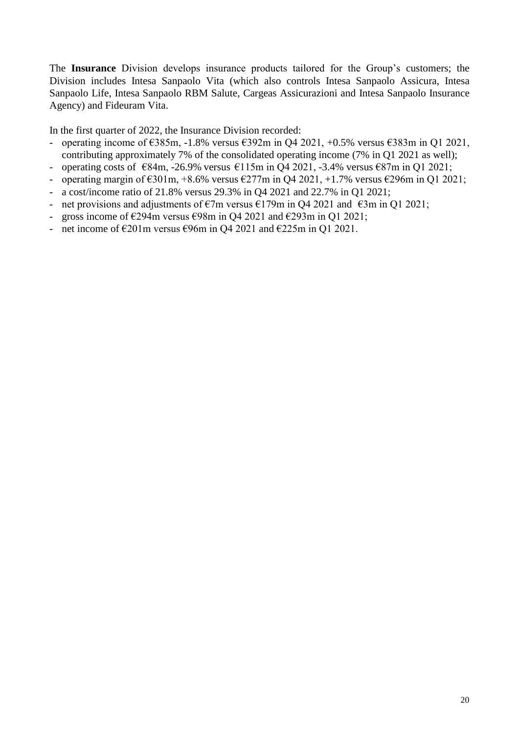The **Insurance** Division develops insurance products tailored for the Group's customers; the Division includes Intesa Sanpaolo Vita (which also controls Intesa Sanpaolo Assicura, Intesa Sanpaolo Life, Intesa Sanpaolo RBM Salute, Cargeas Assicurazioni and Intesa Sanpaolo Insurance Agency) and Fideuram Vita.

In the first quarter of 2022, the Insurance Division recorded:

- operating income of €385m, -1.8% versus €392m in Q4 2021, +0.5% versus €383m in Q1 2021, contributing approximately 7% of the consolidated operating income (7% in Q1 2021 as well);
- operating costs of €84m, -26.9% versus €115m in Q4 2021, -3.4% versus €87m in Q1 2021;
- operating margin of €301m, +8.6% versus €277m in Q4 2021, +1.7% versus €296m in Q1 2021;
- a cost/income ratio of 21.8% versus 29.3% in Q4 2021 and 22.7% in Q1 2021;
- net provisions and adjustments of €7m versus €179m in Q4 2021 and €3m in Q1 2021;
- gross income of €294m versus €98m in Q4 2021 and €293m in Q1 2021;
- net income of €201m versus €96m in Q4 2021 and €225m in Q1 2021.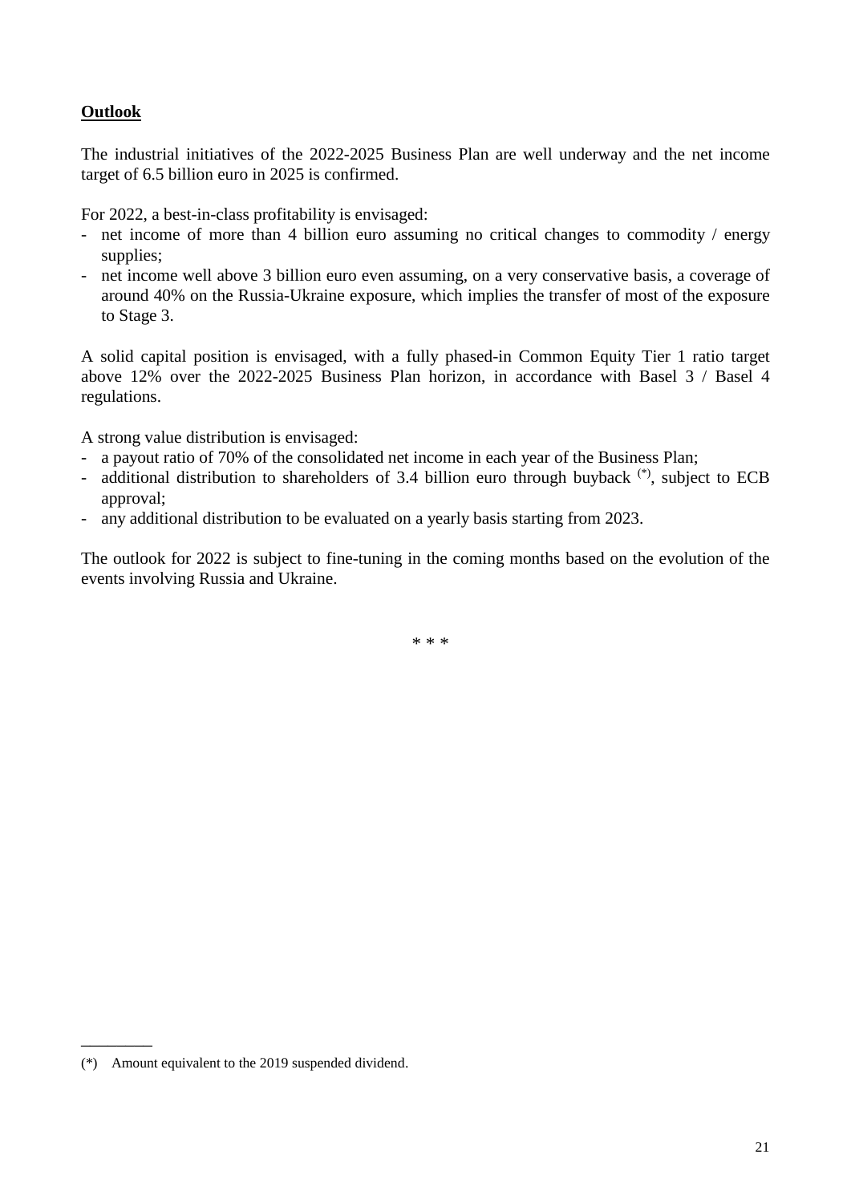**Outlook**

The industrial initiatives of the 2022-2025 Business Plan are well underway and the net income target of 6.5 billion euro in 2025 is confirmed.

For 2022, a best-in-class profitability is envisaged:

- net income of more than 4 billion euro assuming no critical changes to commodity / energy supplies;
- net income well above 3 billion euro even assuming, on a very conservative basis, a coverage of around 40% on the Russia-Ukraine exposure, which implies the transfer of most of the exposure to Stage 3.

A solid capital position is envisaged, with a fully phased-in Common Equity Tier 1 ratio target above 12% over the 2022-2025 Business Plan horizon, in accordance with Basel 3 / Basel 4 regulations.

A strong value distribution is envisaged:

- a payout ratio of 70% of the consolidated net income in each year of the Business Plan;
- additional distribution to shareholders of 3.4 billion euro through buyback (*), subject to ECB approval;
- any additional distribution to be evaluated on a yearly basis starting from 2023.

The outlook for 2022 is subject to fine-tuning in the coming months based on the evolution of the events involving Russia and Ukraine.

\* \* \*

---

(*) Amount equivalent to the 2019 suspended dividend.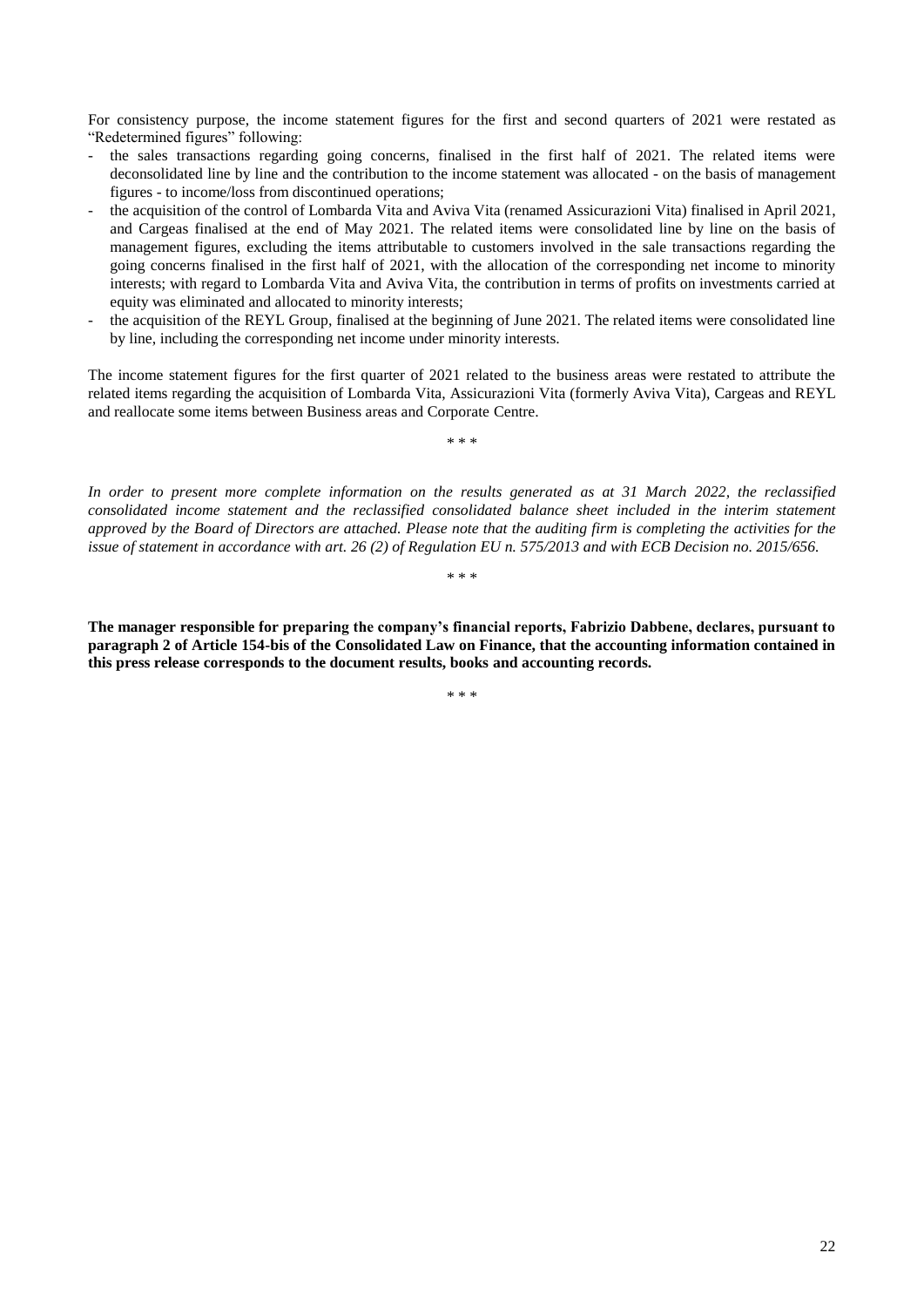For consistency purpose, the income statement figures for the first and second quarters of 2021 were restated as "Redetermined figures" following:

- the sales transactions regarding going concerns, finalised in the first half of 2021. The related items were deconsolidated line by line and the contribution to the income statement was allocated - on the basis of management figures - to income/loss from discontinued operations;
- the acquisition of the control of Lombarda Vita and Aviva Vita (renamed Assicurazioni Vita) finalised in April 2021, and Cargeas finalised at the end of May 2021. The related items were consolidated line by line on the basis of management figures, excluding the items attributable to customers involved in the sale transactions regarding the going concerns finalised in the first half of 2021, with the allocation of the corresponding net income to minority interests; with regard to Lombarda Vita and Aviva Vita, the contribution in terms of profits on investments carried at equity was eliminated and allocated to minority interests;
- the acquisition of the REYL Group, finalised at the beginning of June 2021. The related items were consolidated line by line, including the corresponding net income under minority interests.

The income statement figures for the first quarter of 2021 related to the business areas were restated to attribute the related items regarding the acquisition of Lombarda Vita, Assicurazioni Vita (formerly Aviva Vita), Cargeas and REYL and reallocate some items between Business areas and Corporate Centre.

\* \* \*

*In order to present more complete information on the results generated as at 31 March 2022, the reclassified consolidated income statement and the reclassified consolidated balance sheet included in the interim statement approved by the Board of Directors are attached. Please note that the auditing firm is completing the activities for the issue of statement in accordance with art. 26 (2) of Regulation EU n. 575/2013 and with ECB Decision no. 2015/656.*

\* \* \*

**The manager responsible for preparing the company's financial reports, Fabrizio Dabbene, declares, pursuant to paragraph 2 of Article 154-bis of the Consolidated Law on Finance, that the accounting information contained in this press release corresponds to the document results, books and accounting records.**

\* \* \*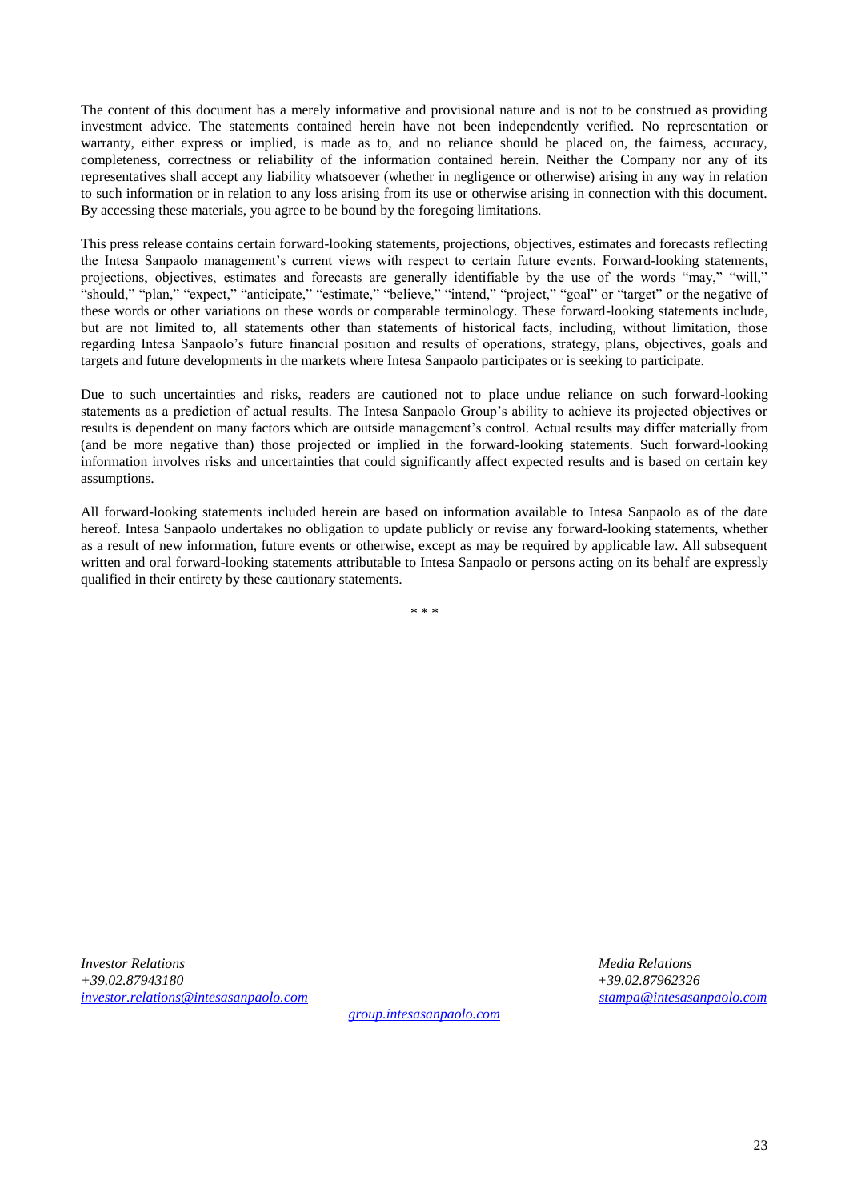The content of this document has a merely informative and provisional nature and is not to be construed as providing investment advice. The statements contained herein have not been independently verified. No representation or warranty, either express or implied, is made as to, and no reliance should be placed on, the fairness, accuracy, completeness, correctness or reliability of the information contained herein. Neither the Company nor any of its representatives shall accept any liability whatsoever (whether in negligence or otherwise) arising in any way in relation to such information or in relation to any loss arising from its use or otherwise arising in connection with this document. By accessing these materials, you agree to be bound by the foregoing limitations.

This press release contains certain forward-looking statements, projections, objectives, estimates and forecasts reflecting the Intesa Sanpaolo management's current views with respect to certain future events. Forward-looking statements, projections, objectives, estimates and forecasts are generally identifiable by the use of the words "may," "will," "should," "plan," "expect," "anticipate," "estimate," "believe," "intend," "project," "goal" or "target" or the negative of these words or other variations on these words or comparable terminology. These forward-looking statements include, but are not limited to, all statements other than statements of historical facts, including, without limitation, those regarding Intesa Sanpaolo's future financial position and results of operations, strategy, plans, objectives, goals and targets and future developments in the markets where Intesa Sanpaolo participates or is seeking to participate.

Due to such uncertainties and risks, readers are cautioned not to place undue reliance on such forward-looking statements as a prediction of actual results. The Intesa Sanpaolo Group's ability to achieve its projected objectives or results is dependent on many factors which are outside management's control. Actual results may differ materially from (and be more negative than) those projected or implied in the forward-looking statements. Such forward-looking information involves risks and uncertainties that could significantly affect expected results and is based on certain key assumptions.

All forward-looking statements included herein are based on information available to Intesa Sanpaolo as of the date hereof. Intesa Sanpaolo undertakes no obligation to update publicly or revise any forward-looking statements, whether as a result of new information, future events or otherwise, except as may be required by applicable law. All subsequent written and oral forward-looking statements attributable to Intesa Sanpaolo or persons acting on its behalf are expressly qualified in their entirety by these cautionary statements.

\* \* \*

*Investor Relations*
*+39.02.87943180*
*investor.relations@intesasanpaolo.com*

*Media Relations*
*+39.02.87962326*
*stampa@intesasanpaolo.com*

*group.intesasanpaolo.com*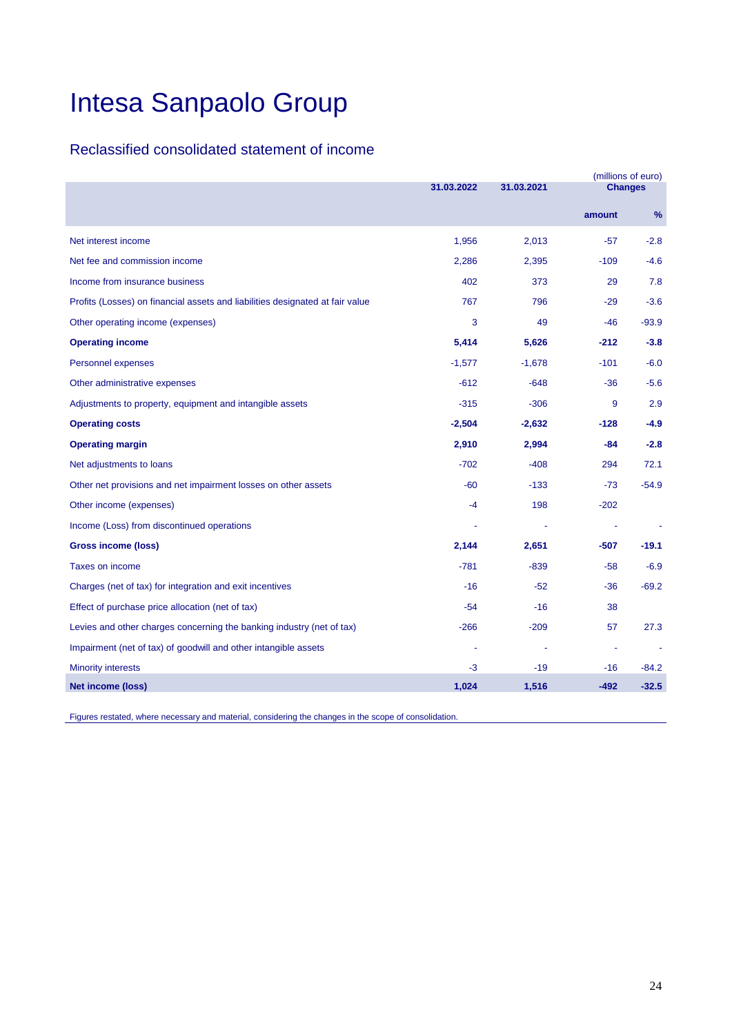# Intesa Sanpaolo Group

## Reclassified consolidated statement of income

(millions of euro)

| | 31.03.2022 | 31.03.2021 | Changes | |
|---|---|---|---|---|
| | | | amount | % |
| Net interest income | 1,956 | 2,013 | -57 | -2.8 |
| Net fee and commission income | 2,286 | 2,395 | -109 | -4.6 |
| Income from insurance business | 402 | 373 | 29 | 7.8 |
| Profits (Losses) on financial assets and liabilities designated at fair value | 767 | 796 | -29 | -3.6 |
| Other operating income (expenses) | 3 | 49 | -46 | -93.9 |
| **Operating income** | **5,414** | **5,626** | **-212** | **-3.8** |
| Personnel expenses | -1,577 | -1,678 | -101 | -6.0 |
| Other administrative expenses | -612 | -648 | -36 | -5.6 |
| Adjustments to property, equipment and intangible assets | -315 | -306 | 9 | 2.9 |
| **Operating costs** | **-2,504** | **-2,632** | **-128** | **-4.9** |
| **Operating margin** | **2,910** | **2,994** | **-84** | **-2.8** |
| Net adjustments to loans | -702 | -408 | 294 | 72.1 |
| Other net provisions and net impairment losses on other assets | -60 | -133 | -73 | -54.9 |
| Other income (expenses) | -4 | 198 | -202 | |
| Income (Loss) from discontinued operations | - | - | - | - |
| **Gross income (loss)** | **2,144** | **2,651** | **-507** | **-19.1** |
| Taxes on income | -781 | -839 | -58 | -6.9 |
| Charges (net of tax) for integration and exit incentives | -16 | -52 | -36 | -69.2 |
| Effect of purchase price allocation (net of tax) | -54 | -16 | 38 | |
| Levies and other charges concerning the banking industry (net of tax) | -266 | -209 | 57 | 27.3 |
| Impairment (net of tax) of goodwill and other intangible assets | - | - | - | - |
| Minority interests | -3 | -19 | -16 | -84.2 |
| **Net income (loss)** | **1,024** | **1,516** | **-492** | **-32.5** |

Figures restated, where necessary and material, considering the changes in the scope of consolidation.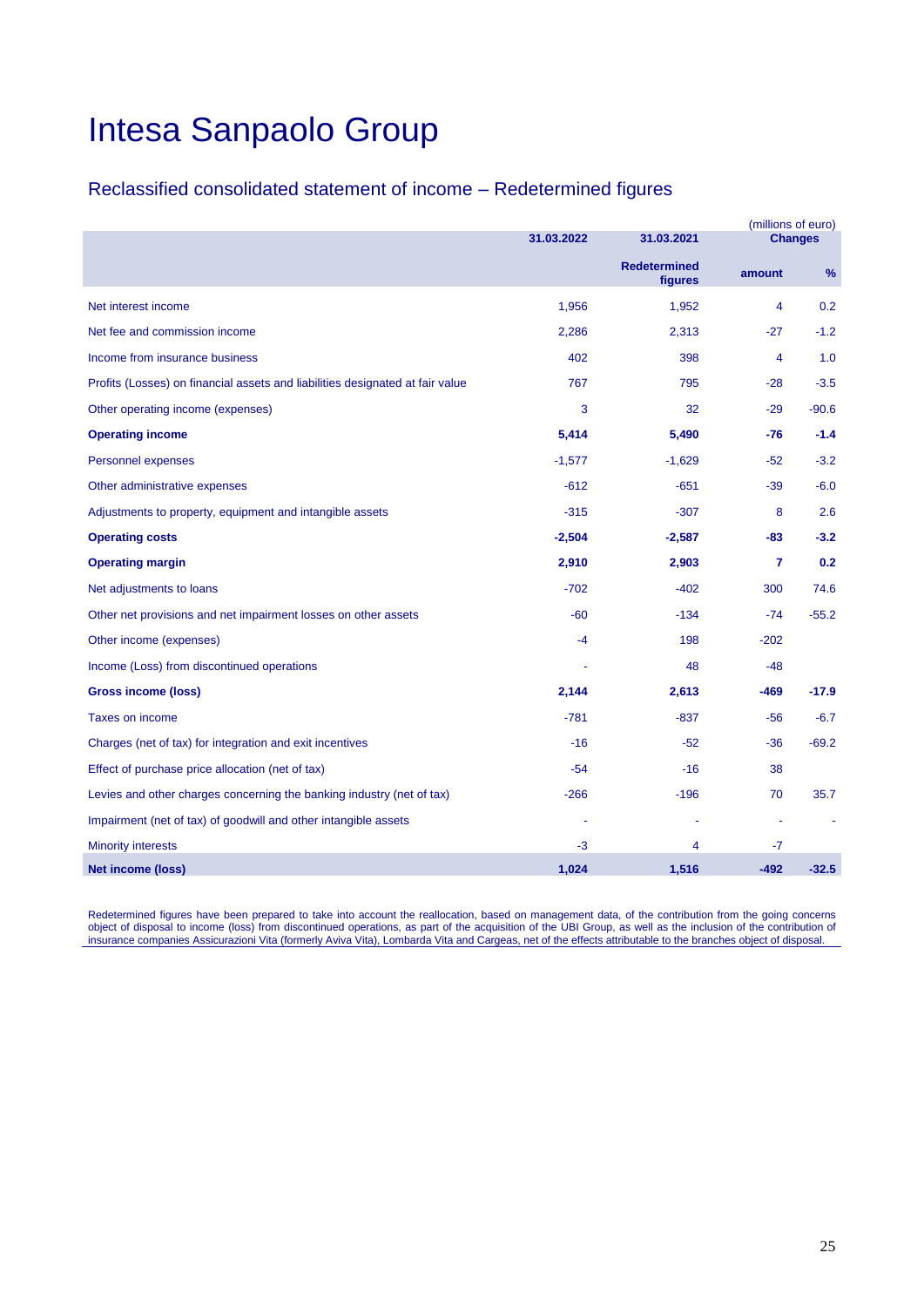# Intesa Sanpaolo Group

## Reclassified consolidated statement of income – Redetermined figures

(millions of euro)

| | 31.03.2022 | 31.03.2021 | Changes | |
|---|---|---|---|---|
| | | Redetermined figures | amount | % |
| Net interest income | 1,956 | 1,952 | 4 | 0.2 |
| Net fee and commission income | 2,286 | 2,313 | -27 | -1.2 |
| Income from insurance business | 402 | 398 | 4 | 1.0 |
| Profits (Losses) on financial assets and liabilities designated at fair value | 767 | 795 | -28 | -3.5 |
| Other operating income (expenses) | 3 | 32 | -29 | -90.6 |
| **Operating income** | **5,414** | **5,490** | **-76** | **-1.4** |
| Personnel expenses | -1,577 | -1,629 | -52 | -3.2 |
| Other administrative expenses | -612 | -651 | -39 | -6.0 |
| Adjustments to property, equipment and intangible assets | -315 | -307 | 8 | 2.6 |
| **Operating costs** | **-2,504** | **-2,587** | **-83** | **-3.2** |
| **Operating margin** | **2,910** | **2,903** | **7** | **0.2** |
| Net adjustments to loans | -702 | -402 | 300 | 74.6 |
| Other net provisions and net impairment losses on other assets | -60 | -134 | -74 | -55.2 |
| Other income (expenses) | -4 | 198 | -202 | |
| Income (Loss) from discontinued operations | - | 48 | -48 | |
| **Gross income (loss)** | **2,144** | **2,613** | **-469** | **-17.9** |
| Taxes on income | -781 | -837 | -56 | -6.7 |
| Charges (net of tax) for integration and exit incentives | -16 | -52 | -36 | -69.2 |
| Effect of purchase price allocation (net of tax) | -54 | -16 | 38 | |
| Levies and other charges concerning the banking industry (net of tax) | -266 | -196 | 70 | 35.7 |
| Impairment (net of tax) of goodwill and other intangible assets | - | - | - | - |
| Minority interests | -3 | 4 | -7 | |
| **Net income (loss)** | **1,024** | **1,516** | **-492** | **-32.5** |

Redetermined figures have been prepared to take into account the reallocation, based on management data, of the contribution from the going concerns object of disposal to income (loss) from discontinued operations, as part of the acquisition of the UBI Group, as well as the inclusion of the contribution of insurance companies Assicurazioni Vita (formerly Aviva Vita), Lombarda Vita and Cargeas, net of the effects attributable to the branches object of disposal.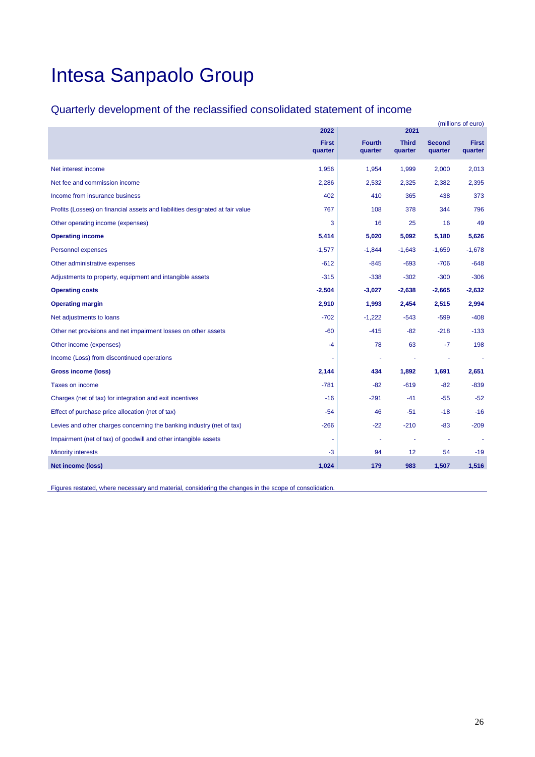# Intesa Sanpaolo Group

## Quarterly development of the reclassified consolidated statement of income

(millions of euro)

| | 2022 | 2021 | | | |
|---|---|---|---|---|---|
| | First quarter | Fourth quarter | Third quarter | Second quarter | First quarter |
| Net interest income | 1,956 | 1,954 | 1,999 | 2,000 | 2,013 |
| Net fee and commission income | 2,286 | 2,532 | 2,325 | 2,382 | 2,395 |
| Income from insurance business | 402 | 410 | 365 | 438 | 373 |
| Profits (Losses) on financial assets and liabilities designated at fair value | 767 | 108 | 378 | 344 | 796 |
| Other operating income (expenses) | 3 | 16 | 25 | 16 | 49 |
| **Operating income** | **5,414** | **5,020** | **5,092** | **5,180** | **5,626** |
| Personnel expenses | -1,577 | -1,844 | -1,643 | -1,659 | -1,678 |
| Other administrative expenses | -612 | -845 | -693 | -706 | -648 |
| Adjustments to property, equipment and intangible assets | -315 | -338 | -302 | -300 | -306 |
| **Operating costs** | **-2,504** | **-3,027** | **-2,638** | **-2,665** | **-2,632** |
| **Operating margin** | **2,910** | **1,993** | **2,454** | **2,515** | **2,994** |
| Net adjustments to loans | -702 | -1,222 | -543 | -599 | -408 |
| Other net provisions and net impairment losses on other assets | -60 | -415 | -82 | -218 | -133 |
| Other income (expenses) | -4 | 78 | 63 | -7 | 198 |
| Income (Loss) from discontinued operations | - | - | - | - | - |
| **Gross income (loss)** | **2,144** | **434** | **1,892** | **1,691** | **2,651** |
| Taxes on income | -781 | -82 | -619 | -82 | -839 |
| Charges (net of tax) for integration and exit incentives | -16 | -291 | -41 | -55 | -52 |
| Effect of purchase price allocation (net of tax) | -54 | 46 | -51 | -18 | -16 |
| Levies and other charges concerning the banking industry (net of tax) | -266 | -22 | -210 | -83 | -209 |
| Impairment (net of tax) of goodwill and other intangible assets | - | - | - | - | - |
| Minority interests | -3 | 94 | 12 | 54 | -19 |
| **Net income (loss)** | **1,024** | **179** | **983** | **1,507** | **1,516** |

Figures restated, where necessary and material, considering the changes in the scope of consolidation.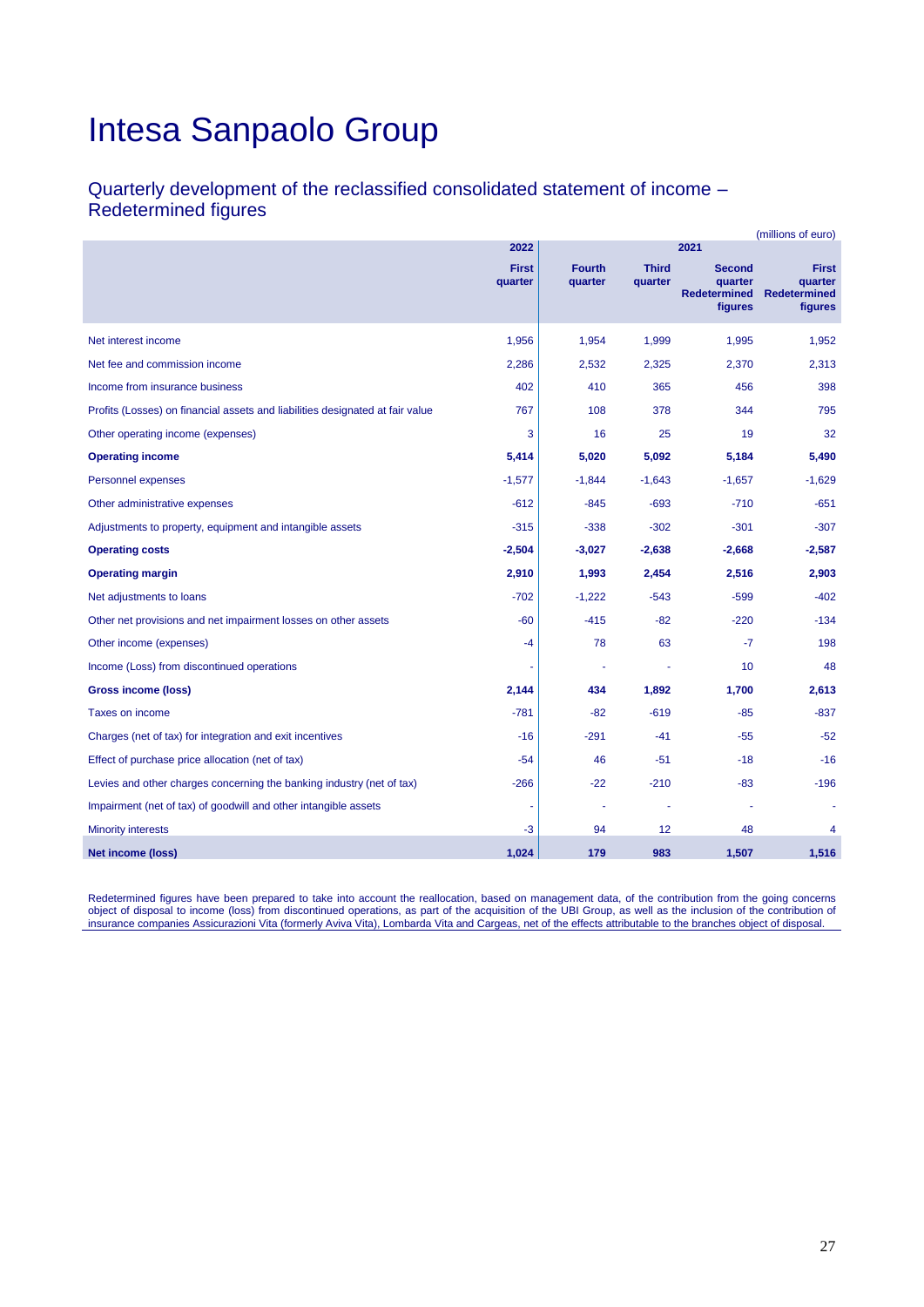# Intesa Sanpaolo Group

## Quarterly development of the reclassified consolidated statement of income – Redetermined figures

(millions of euro)

| | 2022 | 2021 | | | |
|---|---|---|---|---|---|
| | First quarter | Fourth quarter | Third quarter | Second quarter Redetermined figures | First quarter Redetermined figures |
| Net interest income | 1,956 | 1,954 | 1,999 | 1,995 | 1,952 |
| Net fee and commission income | 2,286 | 2,532 | 2,325 | 2,370 | 2,313 |
| Income from insurance business | 402 | 410 | 365 | 456 | 398 |
| Profits (Losses) on financial assets and liabilities designated at fair value | 767 | 108 | 378 | 344 | 795 |
| Other operating income (expenses) | 3 | 16 | 25 | 19 | 32 |
| **Operating income** | **5,414** | **5,020** | **5,092** | **5,184** | **5,490** |
| Personnel expenses | -1,577 | -1,844 | -1,643 | -1,657 | -1,629 |
| Other administrative expenses | -612 | -845 | -693 | -710 | -651 |
| Adjustments to property, equipment and intangible assets | -315 | -338 | -302 | -301 | -307 |
| **Operating costs** | **-2,504** | **-3,027** | **-2,638** | **-2,668** | **-2,587** |
| **Operating margin** | **2,910** | **1,993** | **2,454** | **2,516** | **2,903** |
| Net adjustments to loans | -702 | -1,222 | -543 | -599 | -402 |
| Other net provisions and net impairment losses on other assets | -60 | -415 | -82 | -220 | -134 |
| Other income (expenses) | -4 | 78 | 63 | -7 | 198 |
| Income (Loss) from discontinued operations | - | - | - | 10 | 48 |
| **Gross income (loss)** | **2,144** | **434** | **1,892** | **1,700** | **2,613** |
| Taxes on income | -781 | -82 | -619 | -85 | -837 |
| Charges (net of tax) for integration and exit incentives | -16 | -291 | -41 | -55 | -52 |
| Effect of purchase price allocation (net of tax) | -54 | 46 | -51 | -18 | -16 |
| Levies and other charges concerning the banking industry (net of tax) | -266 | -22 | -210 | -83 | -196 |
| Impairment (net of tax) of goodwill and other intangible assets | - | - | - | - | - |
| Minority interests | -3 | 94 | 12 | 48 | 4 |
| **Net income (loss)** | **1,024** | **179** | **983** | **1,507** | **1,516** |

Redetermined figures have been prepared to take into account the reallocation, based on management data, of the contribution from the going concerns object of disposal to income (loss) from discontinued operations, as part of the acquisition of the UBI Group, as well as the inclusion of the contribution of insurance companies Assicurazioni Vita (formerly Aviva Vita), Lombarda Vita and Cargeas, net of the effects attributable to the branches object of disposal.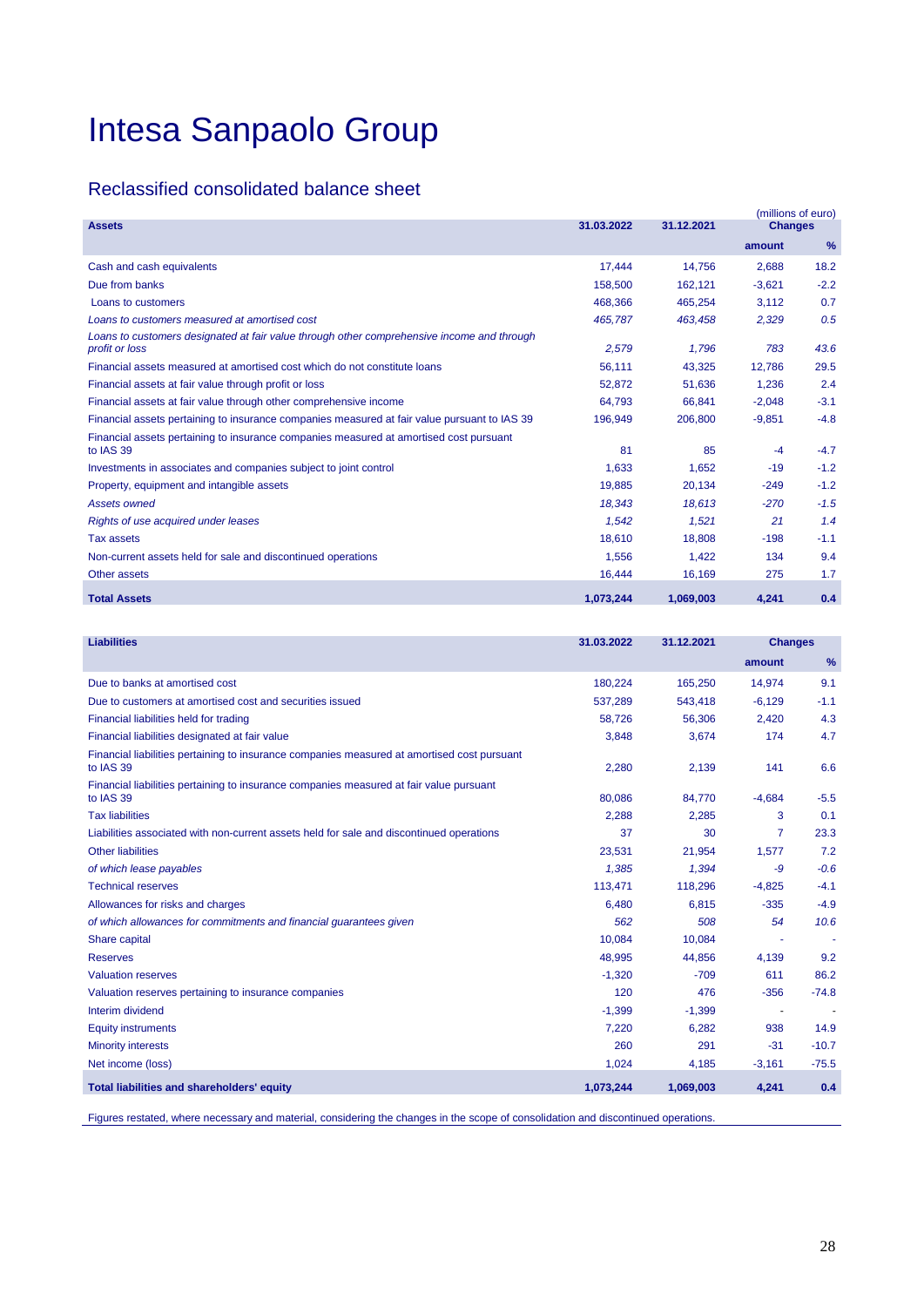// Intesa Sanpaolo Group

## Reclassified consolidated balance sheet

(millions of euro)

| Assets | 31.03.2022 | 31.12.2021 | Changes | |
|---|---|---|---|---|
| | | | amount | % |
| Cash and cash equivalents | 17,444 | 14,756 | 2,688 | 18.2 |
| Due from banks | 158,500 | 162,121 | -3,621 | -2.2 |
| Loans to customers | 468,366 | 465,254 | 3,112 | 0.7 |
| *Loans to customers measured at amortised cost* | *465,787* | *463,458* | *2,329* | *0.5* |
| *Loans to customers designated at fair value through other comprehensive income and through profit or loss* | *2,579* | *1,796* | *783* | *43.6* |
| Financial assets measured at amortised cost which do not constitute loans | 56,111 | 43,325 | 12,786 | 29.5 |
| Financial assets at fair value through profit or loss | 52,872 | 51,636 | 1,236 | 2.4 |
| Financial assets at fair value through other comprehensive income | 64,793 | 66,841 | -2,048 | -3.1 |
| Financial assets pertaining to insurance companies measured at fair value pursuant to IAS 39 | 196,949 | 206,800 | -9,851 | -4.8 |
| Financial assets pertaining to insurance companies measured at amortised cost pursuant to IAS 39 | 81 | 85 | -4 | -4.7 |
| Investments in associates and companies subject to joint control | 1,633 | 1,652 | -19 | -1.2 |
| Property, equipment and intangible assets | 19,885 | 20,134 | -249 | -1.2 |
| *Assets owned* | *18,343* | *18,613* | *-270* | *-1.5* |
| *Rights of use acquired under leases* | *1,542* | *1,521* | *21* | *1.4* |
| Tax assets | 18,610 | 18,808 | -198 | -1.1 |
| Non-current assets held for sale and discontinued operations | 1,556 | 1,422 | 134 | 9.4 |
| Other assets | 16,444 | 16,169 | 275 | 1.7 |
| **Total Assets** | **1,073,244** | **1,069,003** | **4,241** | **0.4** |

| Liabilities | 31.03.2022 | 31.12.2021 | Changes | |
|---|---|---|---|---|
| | | | amount | % |
| Due to banks at amortised cost | 180,224 | 165,250 | 14,974 | 9.1 |
| Due to customers at amortised cost and securities issued | 537,289 | 543,418 | -6,129 | -1.1 |
| Financial liabilities held for trading | 58,726 | 56,306 | 2,420 | 4.3 |
| Financial liabilities designated at fair value | 3,848 | 3,674 | 174 | 4.7 |
| Financial liabilities pertaining to insurance companies measured at amortised cost pursuant to IAS 39 | 2,280 | 2,139 | 141 | 6.6 |
| Financial liabilities pertaining to insurance companies measured at fair value pursuant to IAS 39 | 80,086 | 84,770 | -4,684 | -5.5 |
| Tax liabilities | 2,288 | 2,285 | 3 | 0.1 |
| Liabilities associated with non-current assets held for sale and discontinued operations | 37 | 30 | 7 | 23.3 |
| Other liabilities | 23,531 | 21,954 | 1,577 | 7.2 |
| *of which lease payables* | *1,385* | *1,394* | *-9* | *-0.6* |
| Technical reserves | 113,471 | 118,296 | -4,825 | -4.1 |
| Allowances for risks and charges | 6,480 | 6,815 | -335 | -4.9 |
| *of which allowances for commitments and financial guarantees given* | *562* | *508* | *54* | *10.6* |
| Share capital | 10,084 | 10,084 | - | - |
| Reserves | 48,995 | 44,856 | 4,139 | 9.2 |
| Valuation reserves | -1,320 | -709 | 611 | 86.2 |
| Valuation reserves pertaining to insurance companies | 120 | 476 | -356 | -74.8 |
| Interim dividend | -1,399 | -1,399 | - | - |
| Equity instruments | 7,220 | 6,282 | 938 | 14.9 |
| Minority interests | 260 | 291 | -31 | -10.7 |
| Net income (loss) | 1,024 | 4,185 | -3,161 | -75.5 |
| **Total liabilities and shareholders' equity** | **1,073,244** | **1,069,003** | **4,241** | **0.4** |

Figures restated, where necessary and material, considering the changes in the scope of consolidation and discontinued operations.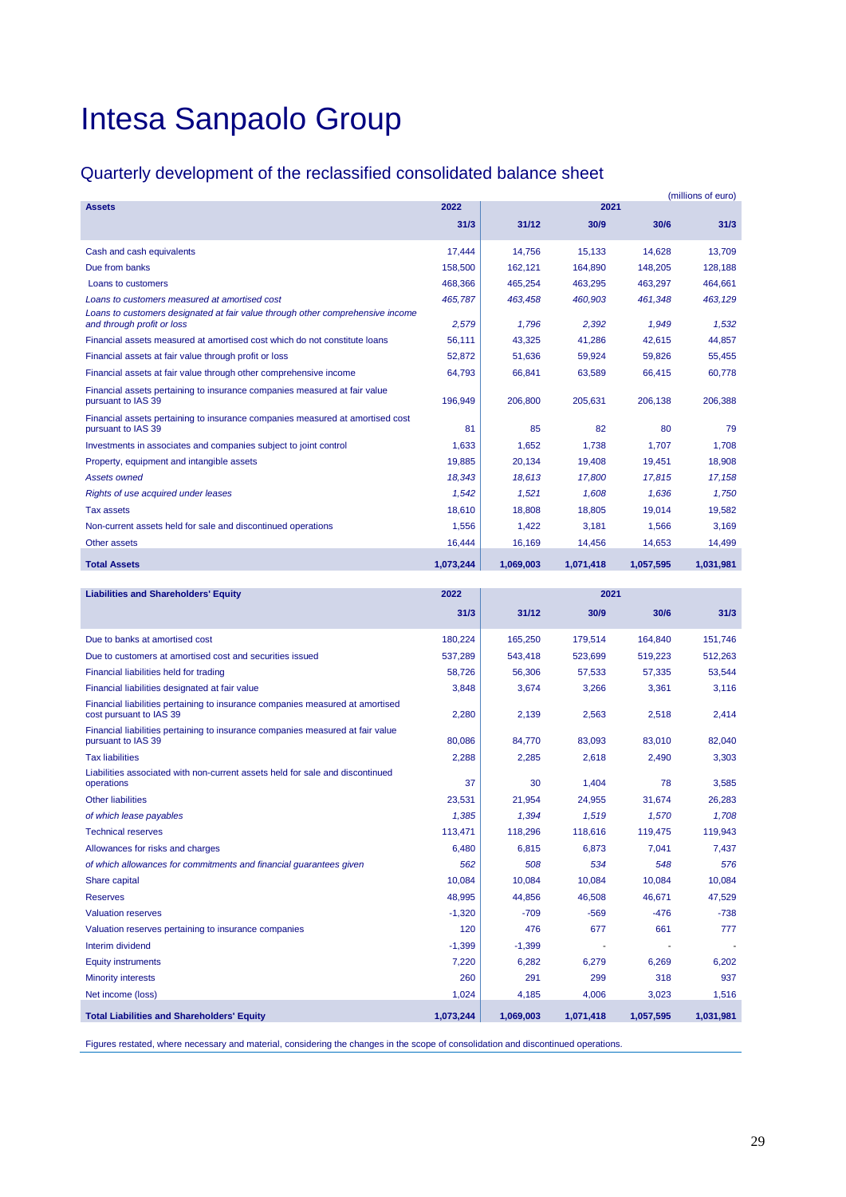# Intesa Sanpaolo Group

## Quarterly development of the reclassified consolidated balance sheet

(millions of euro)

| Assets | 2022 | 2021 | | | |
|---|---|---|---|---|---|
| | 31/3 | 31/12 | 30/9 | 30/6 | 31/3 |
| Cash and cash equivalents | 17,444 | 14,756 | 15,133 | 14,628 | 13,709 |
| Due from banks | 158,500 | 162,121 | 164,890 | 148,205 | 128,188 |
| Loans to customers | 468,366 | 465,254 | 463,295 | 463,297 | 464,661 |
| *Loans to customers measured at amortised cost* | *465,787* | *463,458* | *460,903* | *461,348* | *463,129* |
| *Loans to customers designated at fair value through other comprehensive income and through profit or loss* | *2,579* | *1,796* | *2,392* | *1,949* | *1,532* |
| Financial assets measured at amortised cost which do not constitute loans | 56,111 | 43,325 | 41,286 | 42,615 | 44,857 |
| Financial assets at fair value through profit or loss | 52,872 | 51,636 | 59,924 | 59,826 | 55,455 |
| Financial assets at fair value through other comprehensive income | 64,793 | 66,841 | 63,589 | 66,415 | 60,778 |
| Financial assets pertaining to insurance companies measured at fair value pursuant to IAS 39 | 196,949 | 206,800 | 205,631 | 206,138 | 206,388 |
| Financial assets pertaining to insurance companies measured at amortised cost pursuant to IAS 39 | 81 | 85 | 82 | 80 | 79 |
| Investments in associates and companies subject to joint control | 1,633 | 1,652 | 1,738 | 1,707 | 1,708 |
| Property, equipment and intangible assets | 19,885 | 20,134 | 19,408 | 19,451 | 18,908 |
| *Assets owned* | *18,343* | *18,613* | *17,800* | *17,815* | *17,158* |
| *Rights of use acquired under leases* | *1,542* | *1,521* | *1,608* | *1,636* | *1,750* |
| Tax assets | 18,610 | 18,808 | 18,805 | 19,014 | 19,582 |
| Non-current assets held for sale and discontinued operations | 1,556 | 1,422 | 3,181 | 1,566 | 3,169 |
| Other assets | 16,444 | 16,169 | 14,456 | 14,653 | 14,499 |
| **Total Assets** | **1,073,244** | **1,069,003** | **1,071,418** | **1,057,595** | **1,031,981** |

| Liabilities and Shareholders' Equity | 2022 | 2021 | | | |
|---|---|---|---|---|---|
| | 31/3 | 31/12 | 30/9 | 30/6 | 31/3 |
| Due to banks at amortised cost | 180,224 | 165,250 | 179,514 | 164,840 | 151,746 |
| Due to customers at amortised cost and securities issued | 537,289 | 543,418 | 523,699 | 519,223 | 512,263 |
| Financial liabilities held for trading | 58,726 | 56,306 | 57,533 | 57,335 | 53,544 |
| Financial liabilities designated at fair value | 3,848 | 3,674 | 3,266 | 3,361 | 3,116 |
| Financial liabilities pertaining to insurance companies measured at amortised cost pursuant to IAS 39 | 2,280 | 2,139 | 2,563 | 2,518 | 2,414 |
| Financial liabilities pertaining to insurance companies measured at fair value pursuant to IAS 39 | 80,086 | 84,770 | 83,093 | 83,010 | 82,040 |
| Tax liabilities | 2,288 | 2,285 | 2,618 | 2,490 | 3,303 |
| Liabilities associated with non-current assets held for sale and discontinued operations | 37 | 30 | 1,404 | 78 | 3,585 |
| Other liabilities | 23,531 | 21,954 | 24,955 | 31,674 | 26,283 |
| *of which lease payables* | *1,385* | *1,394* | *1,519* | *1,570* | *1,708* |
| Technical reserves | 113,471 | 118,296 | 118,616 | 119,475 | 119,943 |
| Allowances for risks and charges | 6,480 | 6,815 | 6,873 | 7,041 | 7,437 |
| *of which allowances for commitments and financial guarantees given* | *562* | *508* | *534* | *548* | *576* |
| Share capital | 10,084 | 10,084 | 10,084 | 10,084 | 10,084 |
| Reserves | 48,995 | 44,856 | 46,508 | 46,671 | 47,529 |
| Valuation reserves | -1,320 | -709 | -569 | -476 | -738 |
| Valuation reserves pertaining to insurance companies | 120 | 476 | 677 | 661 | 777 |
| Interim dividend | -1,399 | -1,399 | - | - | - |
| Equity instruments | 7,220 | 6,282 | 6,279 | 6,269 | 6,202 |
| Minority interests | 260 | 291 | 299 | 318 | 937 |
| Net income (loss) | 1,024 | 4,185 | 4,006 | 3,023 | 1,516 |
| **Total Liabilities and Shareholders' Equity** | **1,073,244** | **1,069,003** | **1,071,418** | **1,057,595** | **1,031,981** |

Figures restated, where necessary and material, considering the changes in the scope of consolidation and discontinued operations.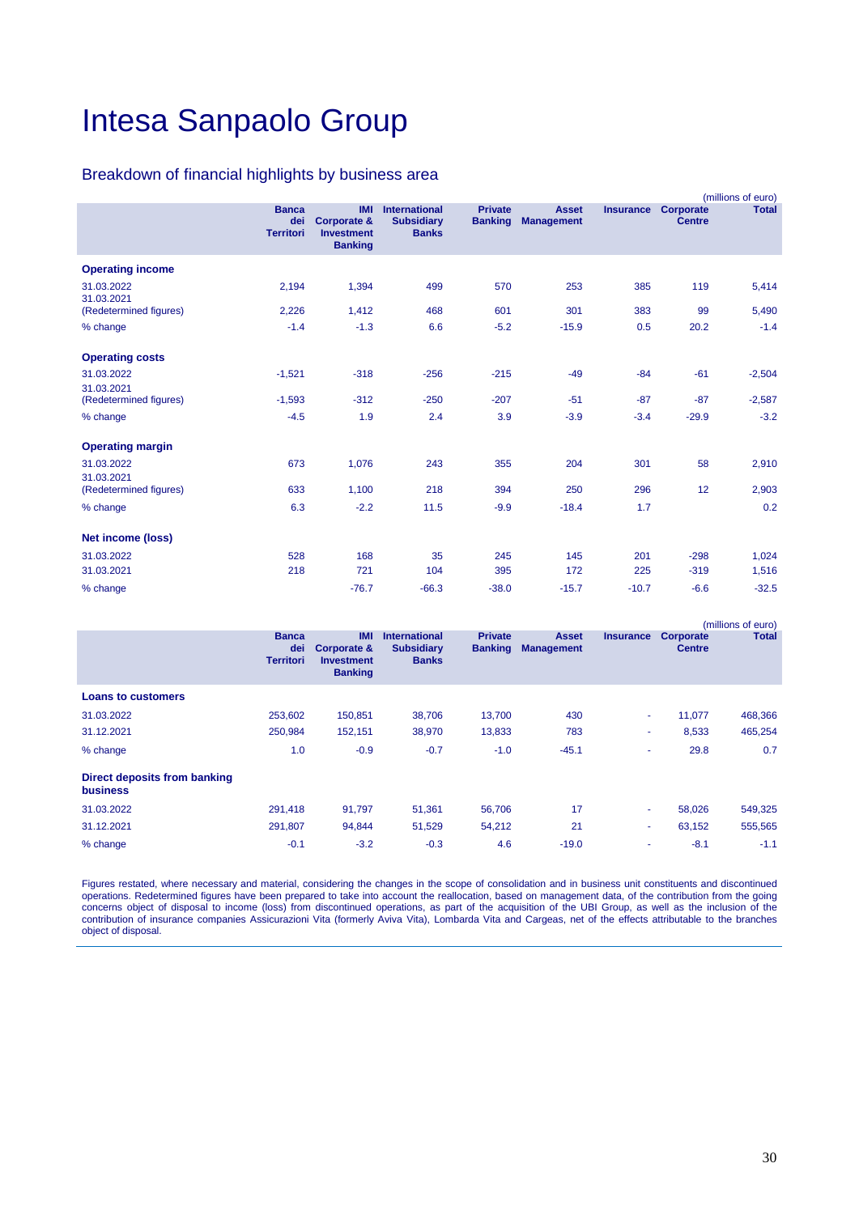# Intesa Sanpaolo Group

## Breakdown of financial highlights by business area

(millions of euro)

| | Banca dei Territori | IMI Corporate & Investment Banking | International Subsidiary Banks | Private Banking | Asset Management | Insurance | Corporate Centre | Total |
|---|---|---|---|---|---|---|---|---|
| **Operating income** | | | | | | | | |
| 31.03.2022 | 2,194 | 1,394 | 499 | 570 | 253 | 385 | 119 | 5,414 |
| 31.03.2021 (Redetermined figures) | 2,226 | 1,412 | 468 | 601 | 301 | 383 | 99 | 5,490 |
| % change | -1.4 | -1.3 | 6.6 | -5.2 | -15.9 | 0.5 | 20.2 | -1.4 |
| **Operating costs** | | | | | | | | |
| 31.03.2022 | -1,521 | -318 | -256 | -215 | -49 | -84 | -61 | -2,504 |
| 31.03.2021 (Redetermined figures) | -1,593 | -312 | -250 | -207 | -51 | -87 | -87 | -2,587 |
| % change | -4.5 | 1.9 | 2.4 | 3.9 | -3.9 | -3.4 | -29.9 | -3.2 |
| **Operating margin** | | | | | | | | |
| 31.03.2022 | 673 | 1,076 | 243 | 355 | 204 | 301 | 58 | 2,910 |
| 31.03.2021 (Redetermined figures) | 633 | 1,100 | 218 | 394 | 250 | 296 | 12 | 2,903 |
| % change | 6.3 | -2.2 | 11.5 | -9.9 | -18.4 | 1.7 | | 0.2 |
| **Net income (loss)** | | | | | | | | |
| 31.03.2022 | 528 | 168 | 35 | 245 | 145 | 201 | -298 | 1,024 |
| 31.03.2021 | 218 | 721 | 104 | 395 | 172 | 225 | -319 | 1,516 |
| % change | | -76.7 | -66.3 | -38.0 | -15.7 | -10.7 | -6.6 | -32.5 |

(millions of euro)

| | Banca dei Territori | IMI Corporate & Investment Banking | International Subsidiary Banks | Private Banking | Asset Management | Insurance | Corporate Centre | Total |
|---|---|---|---|---|---|---|---|---|
| **Loans to customers** | | | | | | | | |
| 31.03.2022 | 253,602 | 150,851 | 38,706 | 13,700 | 430 | - | 11,077 | 468,366 |
| 31.12.2021 | 250,984 | 152,151 | 38,970 | 13,833 | 783 | - | 8,533 | 465,254 |
| % change | 1.0 | -0.9 | -0.7 | -1.0 | -45.1 | - | 29.8 | 0.7 |
| **Direct deposits from banking business** | | | | | | | | |
| 31.03.2022 | 291,418 | 91,797 | 51,361 | 56,706 | 17 | - | 58,026 | 549,325 |
| 31.12.2021 | 291,807 | 94,844 | 51,529 | 54,212 | 21 | - | 63,152 | 555,565 |
| % change | -0.1 | -3.2 | -0.3 | 4.6 | -19.0 | - | -8.1 | -1.1 |

Figures restated, where necessary and material, considering the changes in the scope of consolidation and in business unit constituents and discontinued operations. Redetermined figures have been prepared to take into account the reallocation, based on management data, of the contribution from the going concerns object of disposal to income (loss) from discontinued operations, as part of the acquisition of the UBI Group, as well as the inclusion of the contribution of insurance companies Assicurazioni Vita (formerly Aviva Vita), Lombarda Vita and Cargeas, net of the effects attributable to the branches object of disposal.